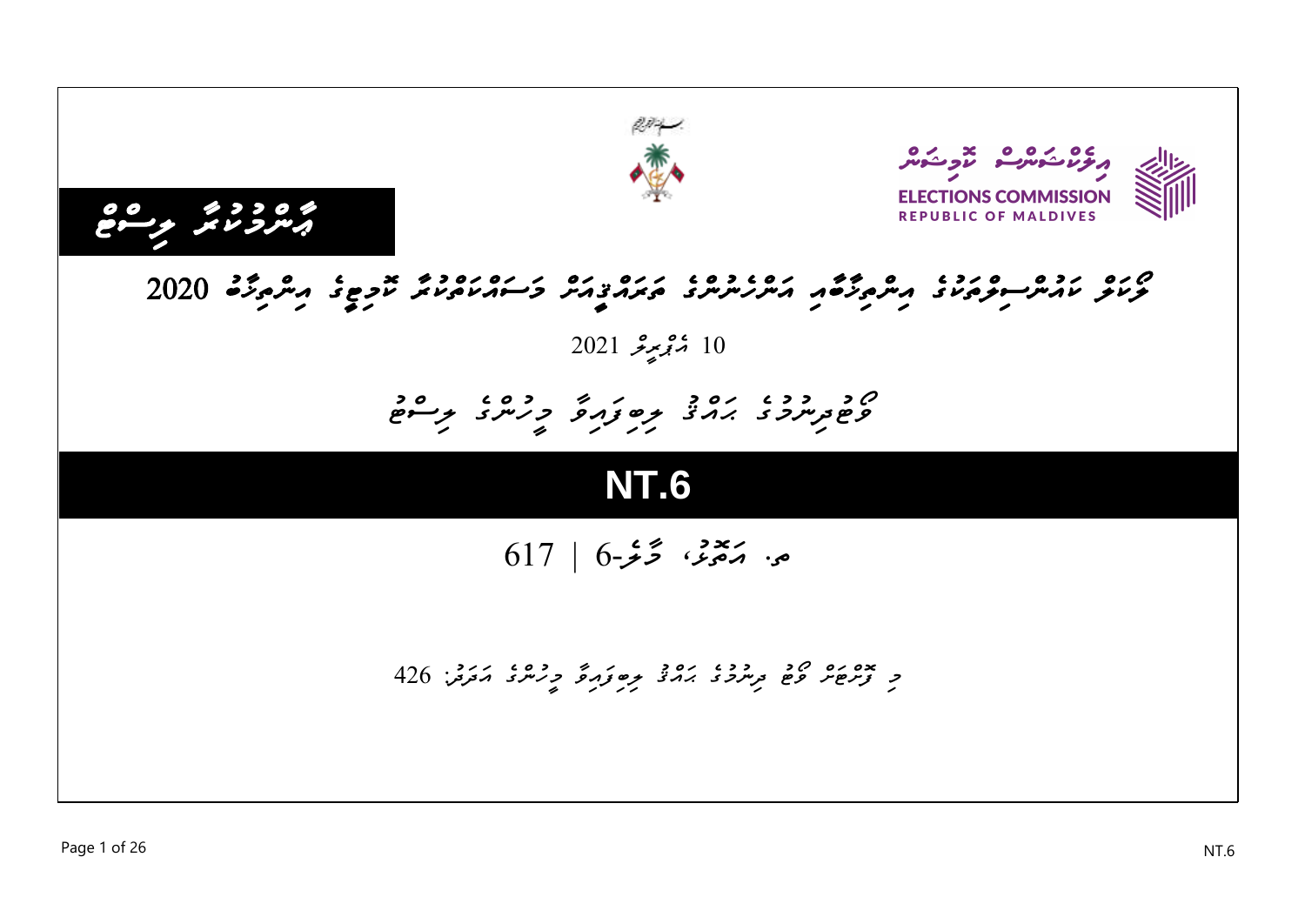ELECTIONS COMMISSION
REPUBLIC OF MALDIVES

އިލެކްޝަންސް ކޮމިޝަން

އަންދާޒާ ލިސްޓް

# ލޯކަލް ކައުންސިލްތަކުގެ އިންތިޚާބާއި އަންހެނުންގެ ތަރައްޤީއަށް މަސައްކަތްކުރާ ކޮމިޓީގެ އިންތިޚާބު 2020

10 އޭޕްރިލް 2021

## ވޯޓުދިނުމުގެ ނަތީޖާ ލިބިފައިވާ މީހުންގެ ލިސްޓު

# NT.6

ރ. އަލިފުށި، މާލެ-6 | 617

މި ފޯމުގައި ވޯޓު ދިނުމުގެ ނަތީޖާ ލިބިފައިވާ މީހުންގެ އަދަދު: 426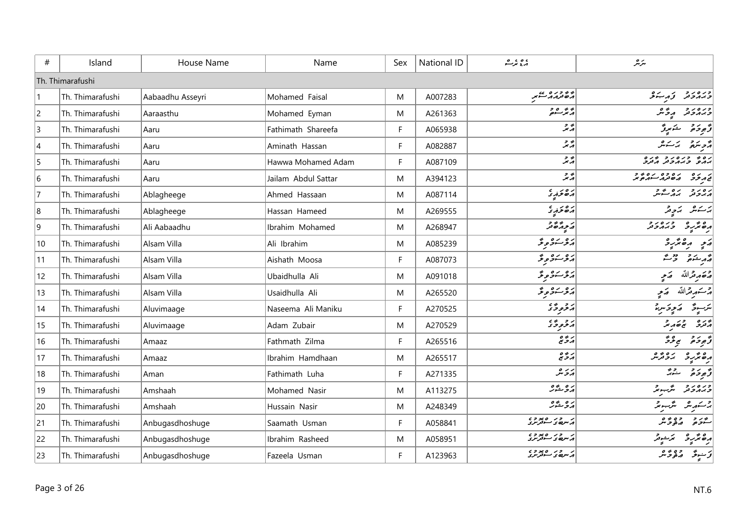| # | Island | House Name | Name | Sex | National ID | ގެއްގެ ނަން | ނަން |
|---|---|---|---|---|---|---|---|
| Th. Thimarafushi | | | | | | | |
| 1 | Th. Thimarafushi | Aabaadhu Asseyri | Mohamed Faisal | M | A007283 | އާބާދުއައްސޭރި | މުހައްމަދު ފައިސަލް |
| 2 | Th. Thimarafushi | Aaraasthu | Mohamed Eyman | M | A261363 | އާރާސްތު | މުހައްމަދު އީމާން |
| 3 | Th. Thimarafushi | Aaru | Fathimath Shareefa | F | A065938 | އާރު | ފާތިމަތު ޝަރީފާ |
| 4 | Th. Thimarafushi | Aaru | Aminath Hassan | F | A082887 | އާރު | އާމިނަތު ހަސަން |
| 5 | Th. Thimarafushi | Aaru | Hawwa Mohamed Adam | F | A087109 | އާރު | ހައްވާ މުހައްމަދު އާދަމް |
| 6 | Th. Thimarafushi | Aaru | Jailam Abdul Sattar | M | A394123 | އާރު | ޖައިލަމް އަބްދުލްސައްތާރު |
| 7 | Th. Thimarafushi | Ablagheege | Ahmed Hassaan | M | A087114 | އަބްލަގީގެ | އަޙްމަދު ހައްސާން |
| 8 | Th. Thimarafushi | Ablagheege | Hassan Hameed | M | A269555 | އަބްލަގީގެ | ހަސަން ހަމީދު |
| 9 | Th. Thimarafushi | Ali Aabaadhu | Ibrahim Mohamed | M | A268947 | އަލިއާބާދު | އިބްރާހީމް މުހައްމަދު |
| 10 | Th. Thimarafushi | Alsam Villa | Ali Ibrahim | M | A085239 | އަލްސަމްވިލާ | އަލި އިބްރާހީމް |
| 11 | Th. Thimarafushi | Alsam Villa | Aishath Moosa | F | A087073 | އަލްސަމްވިލާ | އާއިޝަތު މޫސާ |
| 12 | Th. Thimarafushi | Alsam Villa | Ubaidhulla Ali | M | A091018 | އަލްސަމްވިލާ | އުބައިދުﷲ އަލި |
| 13 | Th. Thimarafushi | Alsam Villa | Usaidhulla Ali | M | A265520 | އަލްސަމްވިލާ | އުސައިދުﷲ އަލި |
| 14 | Th. Thimarafushi | Aluvimaage | Naseema Ali Maniku | F | A270525 | އަލުވިމާގެ | ނަސީމާ އަލިމަނިކު |
| 15 | Th. Thimarafushi | Aluvimaage | Adam Zubair | M | A270529 | އަލުވިމާގެ | އާދަމް ޒުބައިރު |
| 16 | Th. Thimarafushi | Amaaz | Fathmath Zilma | F | A265516 | އަމާޒް | ފާތިމަތު ޒިލްމާ |
| 17 | Th. Thimarafushi | Amaaz | Ibrahim Hamdhaan | M | A265517 | އަމާޒް | އިބްރާހީމް ހަމްދާން |
| 18 | Th. Thimarafushi | Aman | Fathimath Luha | F | A271335 | އަމަން | ފާތިމަތު ލުހާ |
| 19 | Th. Thimarafushi | Amshaah | Mohamed Nasir | M | A113275 | އަމްޝާހް | މުހައްމަދު ނާސިރު |
| 20 | Th. Thimarafushi | Amshaah | Hussain Nasir | M | A248349 | އަމްޝާހް | ހުސައިން ނާސިރު |
| 21 | Th. Thimarafushi | Anbugasdhoshuge | Saamath Usman | F | A058841 | އަންބުގަސްދޮށުގެ | ސާމަތު އުސްމާން |
| 22 | Th. Thimarafushi | Anbugasdhoshuge | Ibrahim Rasheed | M | A058951 | އަންބުގަސްދޮށުގެ | އިބްރާހީމް ރަޝީދު |
| 23 | Th. Thimarafushi | Anbugasdhoshuge | Fazeela Usman | F | A123963 | އަންބުގަސްދޮށުގެ | ފަޒީލާ އުސްމާން |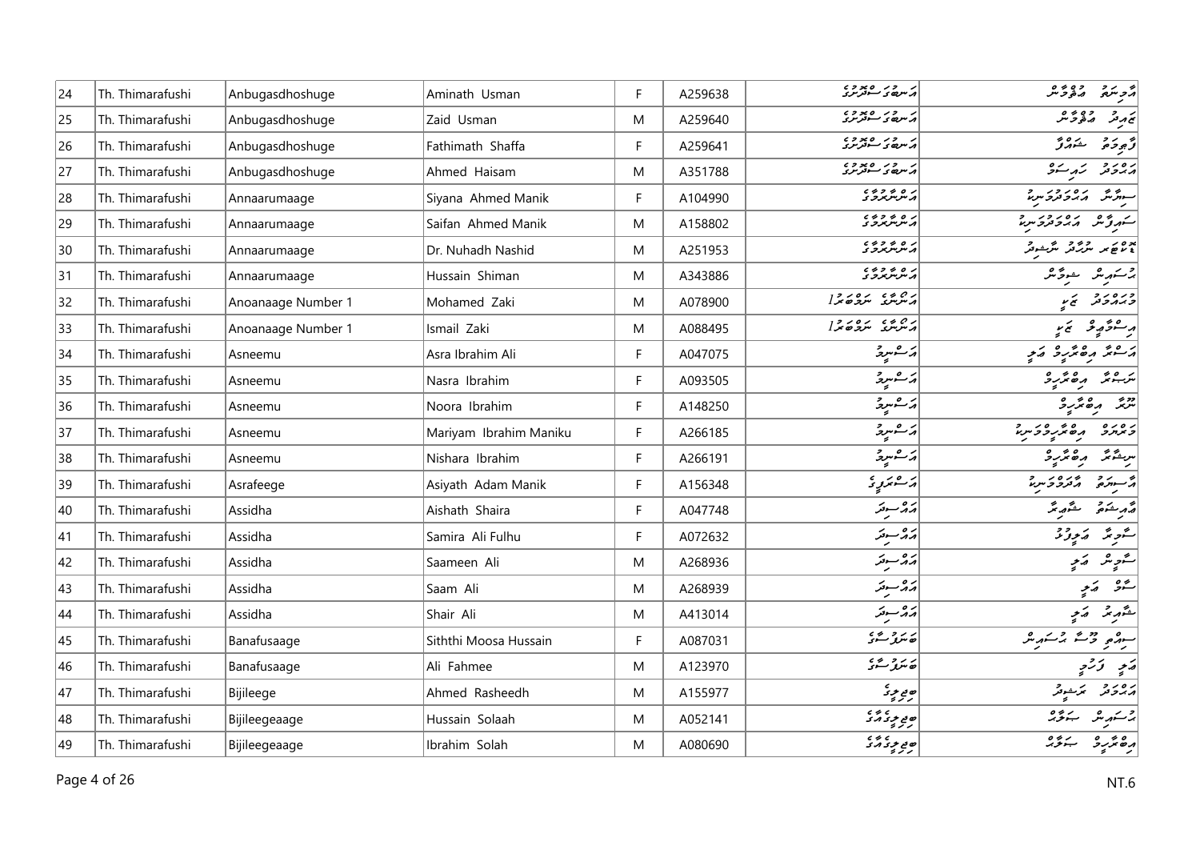| 24 | Th. Thimarafushi | Anbugasdhoshuge | Aminath Usman | F | A259638 | އަނބުގަސްދޮށުގެ | އާމިނަތު އުޘްމާން |
|---|---|---|---|---|---|---|---|
| 25 | Th. Thimarafushi | Anbugasdhoshuge | Zaid Usman | M | A259640 | އަނބުގަސްދޮށުގެ | ޒާއިދު އުޘްމާން |
| 26 | Th. Thimarafushi | Anbugasdhoshuge | Fathimath Shaffa | F | A259641 | އަނބުގަސްދޮށުގެ | ފާތިމަތު ޝައްފާ |
| 27 | Th. Thimarafushi | Anbugasdhoshuge | Ahmed Haisam | M | A351788 | އަނބުގަސްދޮށުގެ | އަޙްމަދު ހައިސަމް |
| 28 | Th. Thimarafushi | Annaarumaage | Siyana Ahmed Manik | F | A104990 | އަންނާރުމާގެ | ސިޔާނާ އަޙްމަދުމަނިކު |
| 29 | Th. Thimarafushi | Annaarumaage | Saifan Ahmed Manik | M | A158802 | އަންނާރުމާގެ | ސައިފާން އަޙްމަދުމަނިކު |
| 30 | Th. Thimarafushi | Annaarumaage | Dr. Nuhadh Nashid | M | A251953 | އަންނާރުމާގެ | ޑރ.ނުހާދު ނާޝިދު |
| 31 | Th. Thimarafushi | Annaarumaage | Hussain Shiman | M | A343886 | އަންނާރުމާގެ | ހުސައިން ޝިމާން |
| 32 | Th. Thimarafushi | Anoanaage Number 1 | Mohamed Zaki | M | A078900 | އަނޯނާގެ ނަންބަރު1 | މުޙައްމަދު ޒަކީ |
| 33 | Th. Thimarafushi | Anoanaage Number 1 | Ismail Zaki | M | A088495 | އަނޯނާގެ ނަންބަރު1 | އިސްމާއީލް ޒަކީ |
| 34 | Th. Thimarafushi | Asneemu | Asra Ibrahim Ali | F | A047075 | އަސްނީމު | އަސްރާ އިބްރާހީމް އަލި |
| 35 | Th. Thimarafushi | Asneemu | Nasra Ibrahim | F | A093505 | އަސްނީމު | ނަސްރާ އިބްރާހީމް |
| 36 | Th. Thimarafushi | Asneemu | Noora Ibrahim | F | A148250 | އަސްނީމު | ނޫރާ އިބްރާހީމް |
| 37 | Th. Thimarafushi | Asneemu | Mariyam Ibrahim Maniku | F | A266185 | އަސްނީމު | މަރިޔަމް އިބްރާހީމްމަނިކު |
| 38 | Th. Thimarafushi | Asneemu | Nishara Ibrahim | F | A266191 | އަސްނީމު | ނިޝާރާ އިބްރާހީމް |
| 39 | Th. Thimarafushi | Asrafeege | Asiyath Adam Manik | F | A156348 | އަސްރަފީގެ | އާސިޔަތު އާދަމްމަނިކު |
| 40 | Th. Thimarafushi | Assidha | Aishath Shaira | F | A047748 | އައްސިދަ | އާއިޝަތު ޝާއިރާ |
| 41 | Th. Thimarafushi | Assidha | Samira Ali Fulhu | F | A072632 | އައްސިދަ | ސަމީރާ އަލިފުޅު |
| 42 | Th. Thimarafushi | Assidha | Saameen Ali | M | A268936 | އައްސިދަ | ސާމީން އަލި |
| 43 | Th. Thimarafushi | Assidha | Saam Ali | M | A268939 | އައްސިދަ | ސާމް އަލި |
| 44 | Th. Thimarafushi | Assidha | Shair Ali | M | A413014 | އައްސިދަ | ޝާއިރު އަލި |
| 45 | Th. Thimarafushi | Banafusaage | Siththi Moosa Hussain | F | A087031 | ބަނަފުސާގެ | ސިއްތި މޫސާ ހުސައިން |
| 46 | Th. Thimarafushi | Banafusaage | Ali Fahmee | M | A123970 | ބަނަފުސާގެ | އަލި ފަހުމީ |
| 47 | Th. Thimarafushi | Bijileege | Ahmed Rasheedh | M | A155977 | ބިޖިލީގެ | އަޙްމަދު ރަޝީދު |
| 48 | Th. Thimarafushi | Bijileegeaage | Hussain Solaah | M | A052141 | ބިޖިލީގެއާގެ | ހުސައިން ސަލާހު |
| 49 | Th. Thimarafushi | Bijileegeaage | Ibrahim Solah | M | A080690 | ބިޖިލީގެއާގެ | އިބްރާހީމް ސަލާހު |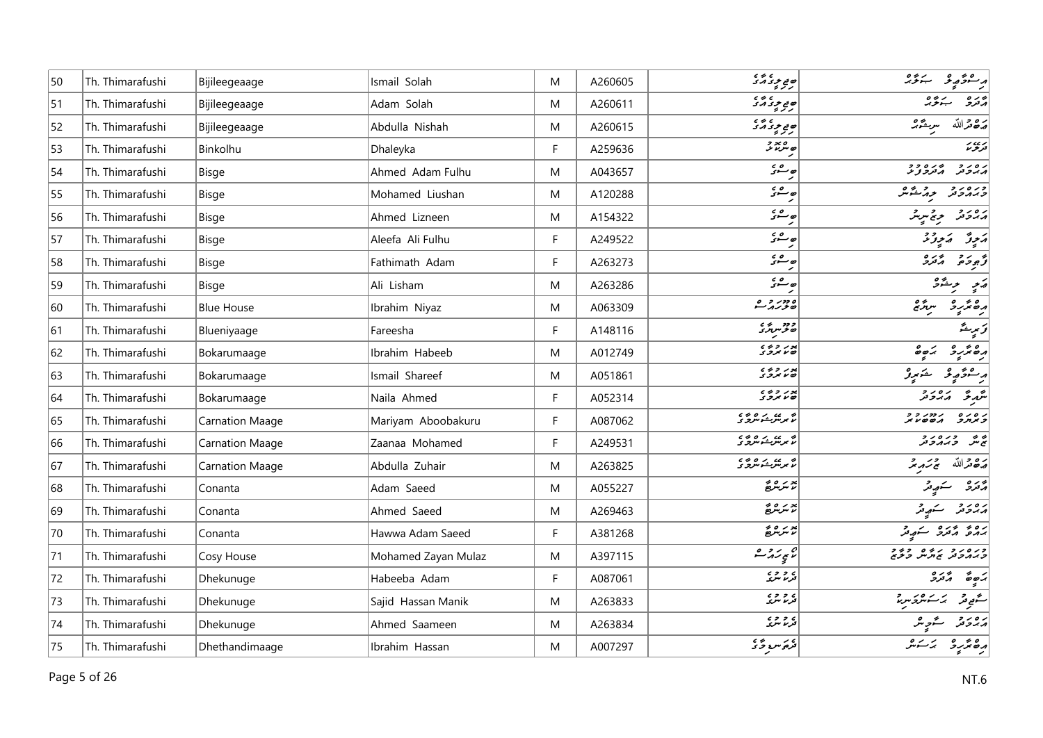| 50 | Th. Thimarafushi | Bijileegeaage | Ismail Solah | M | A260605 | ބިޖިލީގެއާގެ | އިސްމާޢީލް ސަލާހް |
|---|---|---|---|---|---|---|---|
| 51 | Th. Thimarafushi | Bijileegeaage | Adam Solah | M | A260611 | ބިޖިލީގެއާގެ | އާދަމް ސަލާހް |
| 52 | Th. Thimarafushi | Bijileegeaage | Abdulla Nishah | M | A260615 | ބިޖިލީގެއާގެ | އަބްދުﷲ ނިޝާހް |
| 53 | Th. Thimarafushi | Binkolhu | Dhaleyka | F | A259636 | ބިންކޮޅު | ދަލޭކާ |
| 54 | Th. Thimarafushi | Bisge | Ahmed Adam Fulhu | M | A043657 | ބިސްގެ | އަހްމަދު އާދަމްފުޅު |
| 55 | Th. Thimarafushi | Bisge | Mohamed Liushan | M | A120288 | ބިސްގެ | މުހައްމަދު ލިއުޝާން |
| 56 | Th. Thimarafushi | Bisge | Ahmed Lizneen | M | A154322 | ބިސްގެ | އަހްމަދު ލިޒްނީން |
| 57 | Th. Thimarafushi | Bisge | Aleefa Ali Fulhu | F | A249522 | ބިސްގެ | އަލީފާ އަލިފުޅު |
| 58 | Th. Thimarafushi | Bisge | Fathimath Adam | F | A263273 | ބިސްގެ | ފާތިމަތު އާދަމް |
| 59 | Th. Thimarafushi | Bisge | Ali Lisham | M | A263286 | ބިސްގެ | އަލި ލިޝާމް |
| 60 | Th. Thimarafushi | Blue House | Ibrahim Niyaz | M | A063309 | ބްލޫހައުސް | އިބްރާހިމް ނިޔާޒް |
| 61 | Th. Thimarafushi | Blueniyaage | Fareesha | F | A148116 | ބްލޫނިޔާގެ | ފަރީޝާ |
| 62 | Th. Thimarafushi | Bokarumaage | Ibrahim Habeeb | M | A012749 | ބޮކަރުމާގެ | އިބްރާހިމް ހަބީބް |
| 63 | Th. Thimarafushi | Bokarumaage | Ismail Shareef | M | A051861 | ބޮކަރުމާގެ | އިސްމާޢީލް ޝަރީފް |
| 64 | Th. Thimarafushi | Bokarumaage | Naila Ahmed | F | A052314 | ބޮކަރުމާގެ | ނާއިލާ އަހްމަދު |
| 65 | Th. Thimarafushi | Carnation Maage | Mariyam Aboobakuru | F | A087062 | ކާނޭޝަންމާގެ | މަރިޔަމް އަބޫބަކުރު |
| 66 | Th. Thimarafushi | Carnation Maage | Zaanaa Mohamed | F | A249531 | ކާނޭޝަންމާގެ | ޒާނާ މުހައްމަދު |
| 67 | Th. Thimarafushi | Carnation Maage | Abdulla Zuhair | M | A263825 | ކާނޭޝަންމާގެ | އަބްދުﷲ ޒުހައިރު |
| 68 | Th. Thimarafushi | Conanta | Adam Saeed | M | A055227 | ކޮނަންޓާ | އާދަމް ސަޢީދު |
| 69 | Th. Thimarafushi | Conanta | Ahmed Saeed | M | A269463 | ކޮނަންޓާ | އަހްމަދު ސަޢީދު |
| 70 | Th. Thimarafushi | Conanta | Hawwa Adam Saeed | F | A381268 | ކޮނަންޓާ | ހައްވާ އާދަމް ސަޢީދު |
| 71 | Th. Thimarafushi | Cosy House | Mohamed Zayan Mulaz | M | A397115 | ކޯޒީހައުސް | މުހައްމަދު ޒަޔާން މުލާޒް |
| 72 | Th. Thimarafushi | Dhekunuge | Habeeba Adam | F | A087061 | ދެކުނުގެ | ހަބީބާ އާދަމް |
| 73 | Th. Thimarafushi | Dhekunuge | Sajid Hassan Manik | M | A263833 | ދެކުނުގެ | ސާޖިދު ހަސަންމަނިކު |
| 74 | Th. Thimarafushi | Dhekunuge | Ahmed Saameen | M | A263834 | ދެކުނުގެ | އަހްމަދު ސާމީން |
| 75 | Th. Thimarafushi | Dhethandimaage | Ibrahim Hassan | M | A007297 | ދެތަނދިމާގެ | އިބްރާހިމް ހަސަން |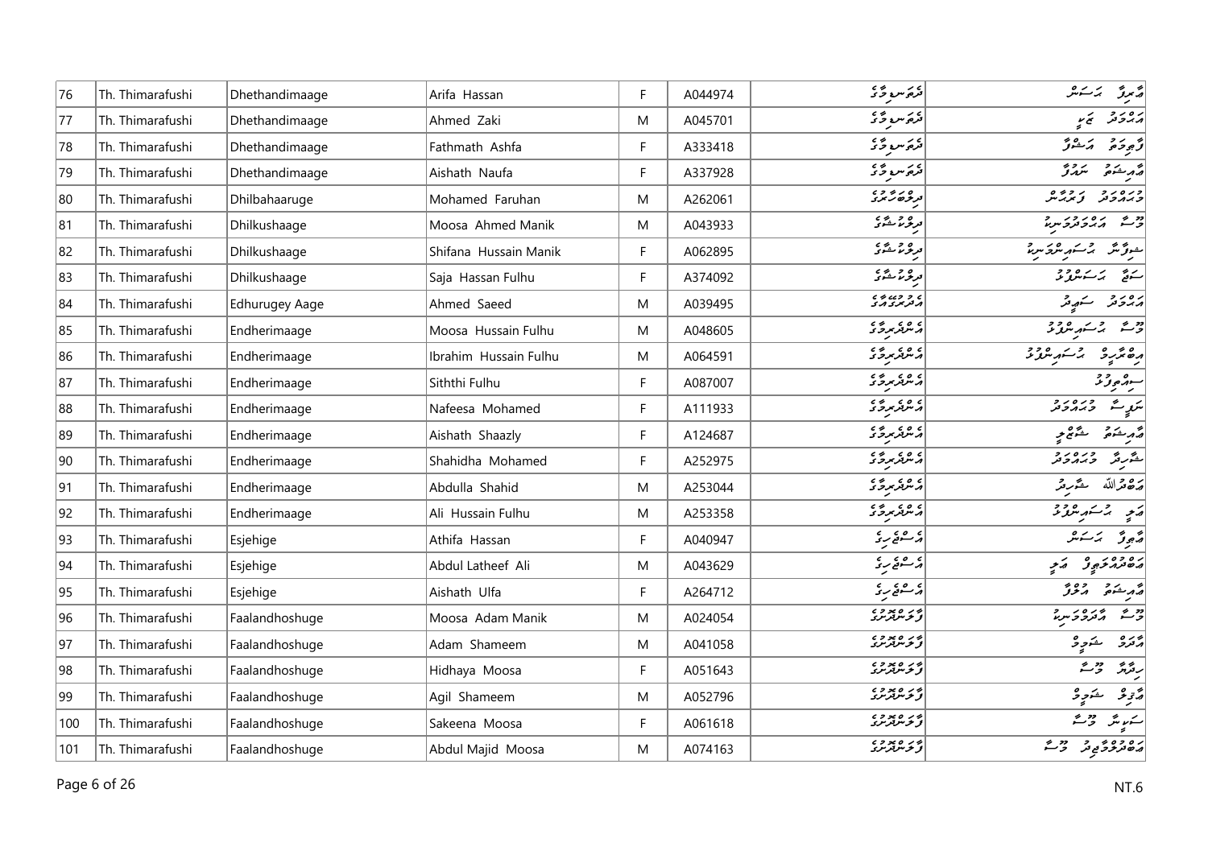| 76 | Th. Thimarafushi | Dhethandimaage | Arifa Hassan | F | A044974 | ދެތަނދިމާގެ | އާރިފާ ހަސަން |
|---|---|---|---|---|---|---|---|
| 77 | Th. Thimarafushi | Dhethandimaage | Ahmed Zaki | M | A045701 | ދެތަނދިމާގެ | އަހުމަދު ޒަކީ |
| 78 | Th. Thimarafushi | Dhethandimaage | Fathmath Ashfa | F | A333418 | ދެތަނދިމާގެ | ފާތިމަތު އަޝްފާ |
| 79 | Th. Thimarafushi | Dhethandimaage | Aishath Naufa | F | A337928 | ދެތަނދިމާގެ | އައިށަތު ނައުފާ |
| 80 | Th. Thimarafushi | Dhilbahaaruge | Mohamed Faruhan | M | A262061 | ދިލްބަހާރުގެ | މުހައްމަދު ފަރުހާން |
| 81 | Th. Thimarafushi | Dhilkushaage | Moosa Ahmed Manik | M | A043933 | ދިލްކުށާގެ | މޫސާ އަހުމަދުމަނިކު |
| 82 | Th. Thimarafushi | Dhilkushaage | Shifana Hussain Manik | F | A062895 | ދިލްކުށާގެ | ޝިފާނާ ހުސައިންމަނިކު |
| 83 | Th. Thimarafushi | Dhilkushaage | Saja Hassan Fulhu | F | A374092 | ދިލްކުށާގެ | ސަޖާ ހަސަންފުޅު |
| 84 | Th. Thimarafushi | Edhurugey Aage | Ahmed Saeed | M | A039495 | އެދުރުގޭއާގެ | އަހުމަދު ސައީދު |
| 85 | Th. Thimarafushi | Endherimaage | Moosa Hussain Fulhu | M | A048605 | އެންދެރިމާގެ | މޫސާ ހުސައިންފުޅު |
| 86 | Th. Thimarafushi | Endherimaage | Ibrahim Hussain Fulhu | M | A064591 | އެންދެރިމާގެ | އިބްރާހިމް ހުސައިންފުޅު |
| 87 | Th. Thimarafushi | Endherimaage | Siththi Fulhu | F | A087007 | އެންދެރިމާގެ | ސިއްތިފުޅު |
| 88 | Th. Thimarafushi | Endherimaage | Nafeesa Mohamed | F | A111933 | އެންދެރިމާގެ | ނަފީސާ މުހައްމަދު |
| 89 | Th. Thimarafushi | Endherimaage | Aishath Shaazly | F | A124687 | އެންދެރިމާގެ | އައިށަތު ޝާޒްލީ |
| 90 | Th. Thimarafushi | Endherimaage | Shahidha Mohamed | F | A252975 | އެންދެރިމާގެ | ޝާހިދާ މުހައްމަދު |
| 91 | Th. Thimarafushi | Endherimaage | Abdulla Shahid | M | A253044 | އެންދެރިމާގެ | އަބްދުﷲ ޝާހިދު |
| 92 | Th. Thimarafushi | Endherimaage | Ali Hussain Fulhu | M | A253358 | އެންދެރިމާގެ | އަލި ހުސައިންފުޅު |
| 93 | Th. Thimarafushi | Esjehige | Athifa Hassan | F | A040947 | އެސްޖެހިގެ | އާތިފާ ހަސަން |
| 94 | Th. Thimarafushi | Esjehige | Abdul Latheef Ali | M | A043629 | އެސްޖެހިގެ | އަބްދުއްލަޠީފް އަލި |
| 95 | Th. Thimarafushi | Esjehige | Aishath Ulfa | F | A264712 | އެސްޖެހިގެ | އައިށަތު އުލްފާ |
| 96 | Th. Thimarafushi | Faalandhoshuge | Moosa Adam Manik | M | A024054 | ފާލަންދޮށުގެ | މޫސާ އާދަމްމަނިކު |
| 97 | Th. Thimarafushi | Faalandhoshuge | Adam Shameem | M | A041058 | ފާލަންދޮށުގެ | އާދަމް ޝަމީމް |
| 98 | Th. Thimarafushi | Faalandhoshuge | Hidhaya Moosa | F | A051643 | ފާލަންދޮށުގެ | ހިދާޔާ މޫސާ |
| 99 | Th. Thimarafushi | Faalandhoshuge | Agil Shameem | M | A052796 | ފާލަންދޮށުގެ | އާޤިލް ޝަމީމް |
| 100 | Th. Thimarafushi | Faalandhoshuge | Sakeena Moosa | F | A061618 | ފާލަންދޮށުގެ | ސަކީނާ މޫސާ |
| 101 | Th. Thimarafushi | Faalandhoshuge | Abdul Majid Moosa | M | A074163 | ފާލަންދޮށުގެ | އަބްދުލްމާޖިދު މޫސާ |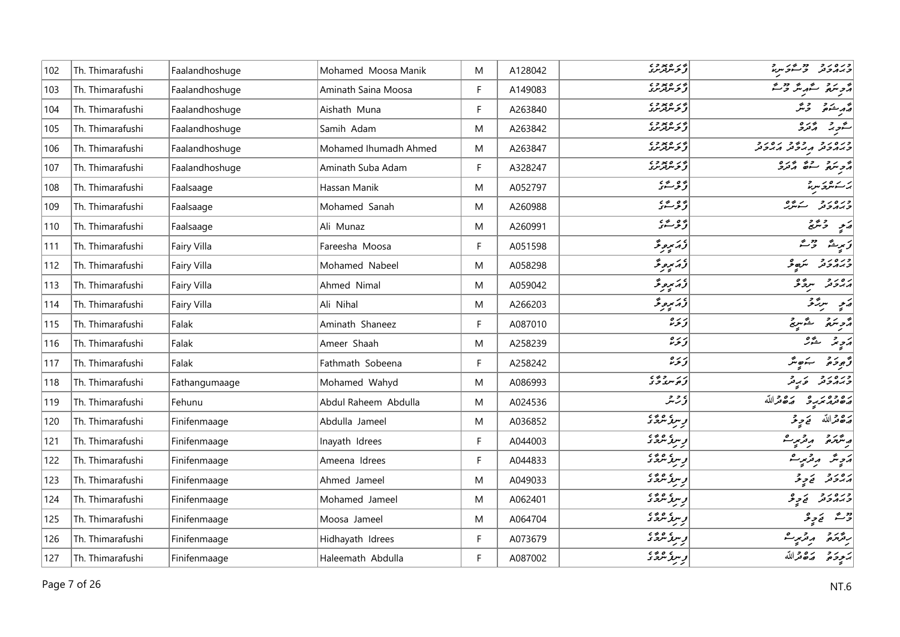| 102 | Th. Thimarafushi | Faalandhoshuge | Mohamed Moosa Manik | M | A128042 | ިާލަންދޯޝުގެ | މުޙައްމަދު މޫސާމަނިކު |
|---|---|---|---|---|---|---|---|
| 103 | Th. Thimarafushi | Faalandhoshuge | Aminath Saina Moosa | F | A149083 | ފާލަންދޯޝުގެ | އާމިނަތު ސައިނާ މޫސާ |
| 104 | Th. Thimarafushi | Faalandhoshuge | Aishath Muna | F | A263840 | ފާލަންދޯޝުގެ | އާއިޝަތު މުނާ |
| 105 | Th. Thimarafushi | Faalandhoshuge | Samih Adam | M | A263842 | ފާލަންދޯޝުގެ | ސާމިހު އާދަމް |
| 106 | Th. Thimarafushi | Faalandhoshuge | Mohamed Ihumadh Ahmed | M | A263847 | ފާލަންދޯޝުގެ | މުޙައްމަދު އިހުމާދު އަޙްމަދު |
| 107 | Th. Thimarafushi | Faalandhoshuge | Aminath Suba Adam | F | A328247 | ފާލަންދޯޝުގެ | އާމިނަތު ސުބާ އާދަމް |
| 108 | Th. Thimarafushi | Faalsaage | Hassan Manik | M | A052797 | ފާލްސާގެ | ޙަސަންމަނިކު |
| 109 | Th. Thimarafushi | Faalsaage | Mohamed Sanah | M | A260988 | ފާލްސާގެ | މުޙައްމަދު ސަނަހް |
| 110 | Th. Thimarafushi | Faalsaage | Ali Munaz | M | A260991 | ފާލްސާގެ | އަލި މުނާޒް |
| 111 | Th. Thimarafushi | Fairy Villa | Fareesha Moosa | F | A051598 | ފެއަރީވިލާ | ފަރީޝާ މޫސާ |
| 112 | Th. Thimarafushi | Fairy Villa | Mohamed Nabeel | M | A058298 | ފެއަރީވިލާ | މުޙައްމަދު ނަބީލް |
| 113 | Th. Thimarafushi | Fairy Villa | Ahmed Nimal | M | A059042 | ފެއަރީވިލާ | އަޙްމަދު ނިމާލް |
| 114 | Th. Thimarafushi | Fairy Villa | Ali Nihal | M | A266203 | ފެއަރީވިލާ | އަލި ނިހާލް |
| 115 | Th. Thimarafushi | Falak | Aminath Shaneez | F | A087010 | ފަލަކް | އާމިނަތު ޝާނީޒް |
| 116 | Th. Thimarafushi | Falak | Ameer Shaah | M | A258239 | ފަލަކް | އަމީރު ޝާހް |
| 117 | Th. Thimarafushi | Falak | Fathmath Sobeena | F | A258242 | ފަލަކް | ފާތިމަތު ސަބީނާ |
| 118 | Th. Thimarafushi | Fathangumaage | Mohamed Wahyd | M | A086993 | ފަތަންގުމާގެ | މުޙައްމަދު ވަހީދު |
| 119 | Th. Thimarafushi | Fehunu | Abdul Raheem Abdulla | M | A024536 | ފެހުނު | އަބްދުއްރަޙީމް އަބްދުﷲ |
| 120 | Th. Thimarafushi | Finifenmaage | Abdulla Jameel | M | A036852 | ފިނިފެންމާގެ | އަބްދުﷲ ޖަމީލް |
| 121 | Th. Thimarafushi | Finifenmaage | Inayath Idrees | F | A044003 | ފިނިފެންމާގެ | އިނާޔަތު އިދުރީސް |
| 122 | Th. Thimarafushi | Finifenmaage | Ameena Idrees | F | A044833 | ފިނިފެންމާގެ | އަމީނާ އިދުރީސް |
| 123 | Th. Thimarafushi | Finifenmaage | Ahmed Jameel | M | A049033 | ފިނިފެންމާގެ | އަޙްމަދު ޖަމީލް |
| 124 | Th. Thimarafushi | Finifenmaage | Mohamed Jameel | M | A062401 | ފިނިފެންމާގެ | މުޙައްމަދު ޖަމީލް |
| 125 | Th. Thimarafushi | Finifenmaage | Moosa Jameel | M | A064704 | ފިނިފެންމާގެ | މޫސާ ޖަމީލް |
| 126 | Th. Thimarafushi | Finifenmaage | Hidhayath Idrees | F | A073679 | ފިނިފެންމާގެ | ހިދާޔަތު އިދުރީސް |
| 127 | Th. Thimarafushi | Finifenmaage | Haleemath Abdulla | F | A087002 | ފިނިފެންމާގެ | ހަލީމަތު އަބްދުﷲ |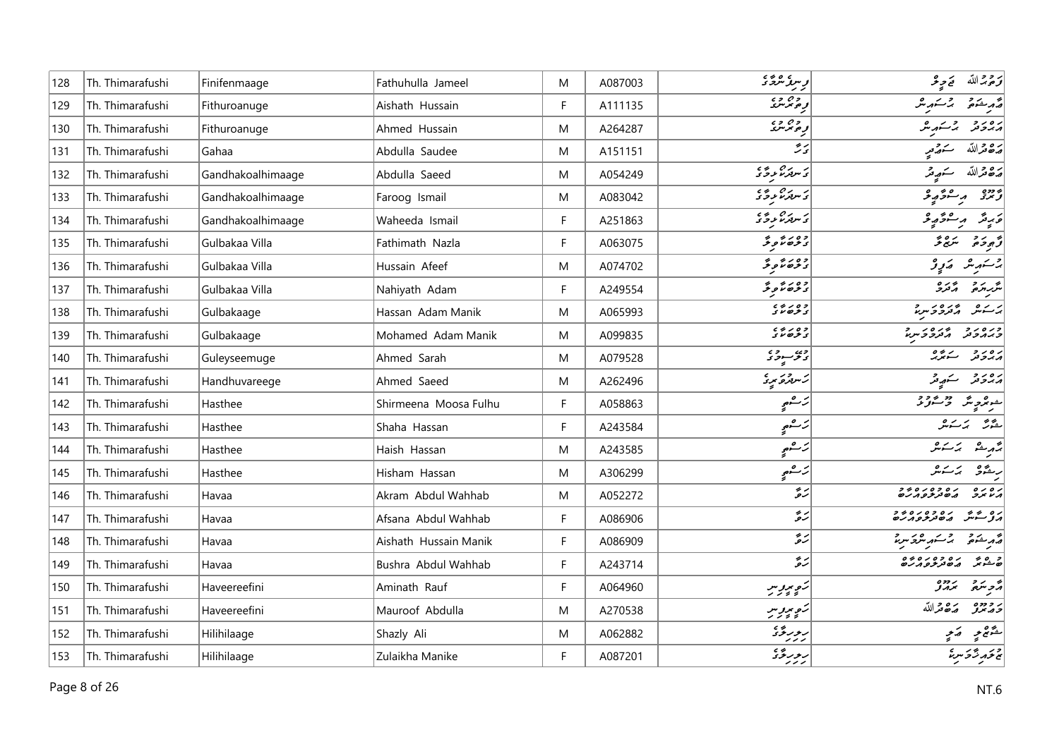| 128 | Th. Thimarafushi | Finifenmaage | Fathuhulla Jameel | M | A087003 | ވިނިފެންމާގެ | ފަތުހުﷲ ޖަމީލް |
|---|---|---|---|---|---|---|---|
| 129 | Th. Thimarafushi | Fithuroanuge | Aishath Hussain | F | A111135 | ފިތުރޯނުގެ | އާއިޝަތު ހުސައިން |
| 130 | Th. Thimarafushi | Fithuroanuge | Ahmed Hussain | M | A264287 | ފިތުރޯނުގެ | އަހުމަދު ހުސައިން |
| 131 | Th. Thimarafushi | Gahaa | Abdulla Saudee | M | A151151 | ގަހާ | އަބްދުﷲ ސައުދީ |
| 132 | Th. Thimarafushi | Gandhakoalhimaage | Abdulla Saeed | M | A054249 | ގަނޑަކޮޅިމާގެ | އަބްދުﷲ ސަޢީދު |
| 133 | Th. Thimarafushi | Gandhakoalhimaage | Faroog Ismail | M | A083042 | ގަނޑަކޮޅިމާގެ | ފާރޫގު އިސްމާއިލް |
| 134 | Th. Thimarafushi | Gandhakoalhimaage | Waheeda Ismail | F | A251863 | ގަނޑަކޮޅިމާގެ | ވަހީދާ އިސްމާއިލް |
| 135 | Th. Thimarafushi | Gulbakaa Villa | Fathimath Nazla | F | A063075 | ގުލްބަކާވިލާ | ފާތިމަތު ނަޒްލާ |
| 136 | Th. Thimarafushi | Gulbakaa Villa | Hussain Afeef | M | A074702 | ގުލްބަކާވިލާ | ހުސައިން އަފީފު |
| 137 | Th. Thimarafushi | Gulbakaa Villa | Nahiyath Adam | F | A249554 | ގުލްބަކާވިލާ | ނަހިޔަތު އާދަމް |
| 138 | Th. Thimarafushi | Gulbakaage | Hassan Adam Manik | M | A065993 | ގުލްބަކާގެ | ހަސަން އާދަމްމަނިކު |
| 139 | Th. Thimarafushi | Gulbakaage | Mohamed Adam Manik | M | A099835 | ގުލްބަކާގެ | މުހައްމަދު އާދަމްމަނިކު |
| 140 | Th. Thimarafushi | Guleyseemuge | Ahmed Sarah | M | A079528 | ގުލޭސީމުގެ | އަހުމަދު ސަރާހް |
| 141 | Th. Thimarafushi | Handhuvareege | Ahmed Saeed | M | A262496 | ހަނދުވަރީގެ | އަހުމަދު ސަޢީދު |
| 142 | Th. Thimarafushi | Hasthee | Shirmeena Moosa Fulhu | F | A058863 | ހަސްތީ | ޝިރުމީނާ މޫސާފުޅު |
| 143 | Th. Thimarafushi | Hasthee | Shaha Hassan | F | A243584 | ހަސްތީ | ޝަހާ ހަސަން |
| 144 | Th. Thimarafushi | Hasthee | Haish Hassan | M | A243585 | ހަސްތީ | ހާއިޝް ހަސަން |
| 145 | Th. Thimarafushi | Hasthee | Hisham Hassan | M | A306299 | ހަސްތީ | ހިޝާމް ހަސަން |
| 146 | Th. Thimarafushi | Havaa | Akram Abdul Wahhab | M | A052272 | ހަވާ | އަކްރަމް އަބްދުލްވައްހާބު |
| 147 | Th. Thimarafushi | Havaa | Afsana Abdul Wahhab | F | A086906 | ހަވާ | އަފްސާނާ އަބްދުލްވައްހާބު |
| 148 | Th. Thimarafushi | Havaa | Aishath Hussain Manik | F | A086909 | ހަވާ | އާއިޝަތު ހުސައިންމަނިކު |
| 149 | Th. Thimarafushi | Havaa | Bushra Abdul Wahhab | F | A243714 | ހަވާ | ބުޝްރާ އަބްދުލްވައްހާބު |
| 150 | Th. Thimarafushi | Haveereefini | Aminath Rauf | F | A064960 | ހަވީރީފިނި | އާމިނަތު ރައޫފް |
| 151 | Th. Thimarafushi | Haveereefini | Mauroof Abdulla | M | A270538 | ހަވީރީފިނި | މައުރޫފް އަބްދުﷲ |
| 152 | Th. Thimarafushi | Hilihilaage | Shazly Ali | M | A062882 | ހިލިހިލާގެ | ޝާޒްލީ އަލި |
| 153 | Th. Thimarafushi | Hilihilaage | Zulaikha Manike | F | A087201 | ހިލިހިލާގެ | ޒުލައިޚާމަނިކެ |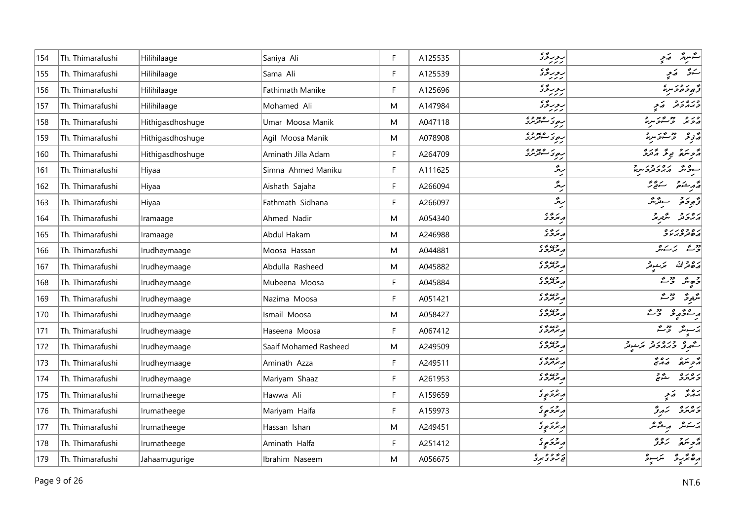| 154 | Th. Thimarafushi | Hilihilaage | Saniya Ali | F | A125535 | ހިލިހިލާގެ | ސާނިޔާ އަލި |
|---|---|---|---|---|---|---|---|
| 155 | Th. Thimarafushi | Hilihilaage | Sama Ali | F | A125539 | ހިލިހިލާގެ | ސަމާ އަލި |
| 156 | Th. Thimarafushi | Hilihilaage | Fathimath Manike | F | A125696 | ހިލިހިލާގެ | ފާތިމަތު މަނިކެ |
| 157 | Th. Thimarafushi | Hilihilaage | Mohamed Ali | M | A147984 | ހިލިހިލާގެ | މުހައްމަދު އަލި |
| 158 | Th. Thimarafushi | Hithigasdhoshuge | Umar Moosa Manik | M | A047118 | ހިތިގަސްދޮށުގެ | އުމަރު މޫސާމަނިކު |
| 159 | Th. Thimarafushi | Hithigasdhoshuge | Agil Moosa Manik | M | A078908 | ހިތިގަސްދޮށުގެ | އާގިލް މޫސާމަނިކު |
| 160 | Th. Thimarafushi | Hithigasdhoshuge | Aminath Jilla Adam | F | A264709 | ހިތިގަސްދޮށުގެ | އާމިނަތު ޖިއްލާ އާދަމް |
| 161 | Th. Thimarafushi | Hiyaa | Simna Ahmed Maniku | F | A111625 | ހިޔާ | ސިމްނާ އަހްމަދުމަނިކު |
| 162 | Th. Thimarafushi | Hiyaa | Aishath Sajaha | F | A266094 | ހިޔާ | އާއިޝަތު ސަޖަހާ |
| 163 | Th. Thimarafushi | Hiyaa | Fathmath Sidhana | F | A266097 | ހިޔާ | ފާތުމަތު ސިދަނާ |
| 164 | Th. Thimarafushi | Iramaage | Ahmed Nadir | M | A054340 | އިރަމާގެ | އަހުމަދު ނާދިރު |
| 165 | Th. Thimarafushi | Iramaage | Abdul Hakam | M | A246988 | އިރަމާގެ | އަބްދުލްހަކަމް |
| 166 | Th. Thimarafushi | Irudheymaage | Moosa Hassan | M | A044881 | އިރުދޭމާގެ | މޫސާ ހަސަން |
| 167 | Th. Thimarafushi | Irudheymaage | Abdulla Rasheed | M | A045882 | އިރުދޭމާގެ | އަބްދުﷲ ރަޝީދު |
| 168 | Th. Thimarafushi | Irudheymaage | Mubeena Moosa | F | A045884 | އިރުދޭމާގެ | މުބީނާ މޫސާ |
| 169 | Th. Thimarafushi | Irudheymaage | Nazima Moosa | F | A051421 | އިރުދޭމާގެ | ނާޒިމާ މޫސާ |
| 170 | Th. Thimarafushi | Irudheymaage | Ismail Moosa | M | A058427 | އިރުދޭމާގެ | އިސްމާއީލް މޫސާ |
| 171 | Th. Thimarafushi | Irudheymaage | Haseena Moosa | F | A067412 | އިރުދޭމާގެ | ހަސީނާ މޫސާ |
| 172 | Th. Thimarafushi | Irudheymaage | Saaif Mohamed Rasheed | M | A249509 | އިރުދޭމާގެ | ސާއިފް މުހައްމަދު ރަޝީދު |
| 173 | Th. Thimarafushi | Irudheymaage | Aminath Azza | F | A249511 | އިރުދޭމާގެ | އާމިނަތު އައްޒާ |
| 174 | Th. Thimarafushi | Irudheymaage | Mariyam Shaaz | F | A261953 | އިރުދޭމާގެ | މަރިޔަމް ޝާޒު |
| 175 | Th. Thimarafushi | Irumatheege | Hawwa Ali | F | A159659 | އިރުމަތީގެ | ހައްވާ އަލި |
| 176 | Th. Thimarafushi | Irumatheege | Mariyam Haifa | F | A159973 | އިރުމަތީގެ | މަރިޔަމް ހައިފާ |
| 177 | Th. Thimarafushi | Irumatheege | Hassan Ishan | M | A249451 | އިރުމަތީގެ | ހަސަން އިޝާން |
| 178 | Th. Thimarafushi | Irumatheege | Aminath Halfa | F | A251412 | އިރުމަތީގެ | އާމިނަތު ހަލްފާ |
| 179 | Th. Thimarafushi | Jahaamugurige | Ibrahim Naseem | M | A056675 | ޖަހާމުގުރިގެ | އިބްރާހީމް ނަސީމް |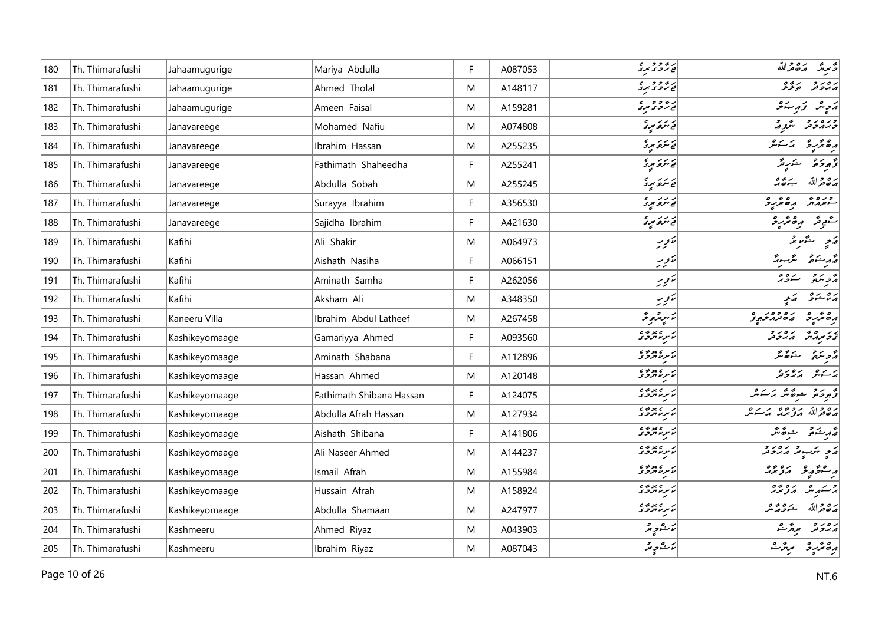| 180 | Th. Thimarafushi | Jahaamugurige | Mariya Abdulla | F | A087053 | ޖަހާމުގުރިގެ | މާރިޔާ އަބްދުﷲ |
|---|---|---|---|---|---|---|---|
| 181 | Th. Thimarafushi | Jahaamugurige | Ahmed Tholal | M | A148117 | ޖަހާމުގުރިގެ | އަހުމަދު ތޮލާލް |
| 182 | Th. Thimarafushi | Jahaamugurige | Ameen Faisal | M | A159281 | ޖަހާމުގުރިގެ | އަމީން ފައިސަލް |
| 183 | Th. Thimarafushi | Janavareege | Mohamed Nafiu | M | A074808 | ޖަނަވަރީގެ | މުހައްމަދު ނާފިޢު |
| 184 | Th. Thimarafushi | Janavareege | Ibrahim Hassan | M | A255235 | ޖަނަވަރީގެ | އިބްރާހީމް ހަސަން |
| 185 | Th. Thimarafushi | Janavareege | Fathimath Shaheedha | F | A255241 | ޖަނަވަރީގެ | ފާތިމަތު ޝަހީދާ |
| 186 | Th. Thimarafushi | Janavareege | Abdulla Sobah | M | A255245 | ޖަނަވަރީގެ | އަބްދުﷲ ސަބާހް |
| 187 | Th. Thimarafushi | Janavareege | Surayya Ibrahim | F | A356530 | ޖަނަވަރީގެ | ސުރައްޔާ އިބްރާހީމް |
| 188 | Th. Thimarafushi | Janavareege | Sajidha Ibrahim | F | A421630 | ޖަނަވަރީގެ | ސާޖިދާ އިބްރާހީމް |
| 189 | Th. Thimarafushi | Kafihi | Ali Shakir | M | A064973 | ކަފިހި | އަލި ޝާކިރު |
| 190 | Th. Thimarafushi | Kafihi | Aishath Nasiha | F | A066151 | ކަފިހި | އައިޝަތު ނާސިހާ |
| 191 | Th. Thimarafushi | Kafihi | Aminath Samha | F | A262056 | ކަފިހި | އާމިނަތު ސަމްހާ |
| 192 | Th. Thimarafushi | Kafihi | Aksham Ali | M | A348350 | ކަފިހި | އަކްޝަމް އަލި |
| 193 | Th. Thimarafushi | Kaneeru Villa | Ibrahim Abdul Latheef | M | A267458 | ކަނީރުވިލާ | އިބްރާހީމް އަބްދުލްލަތީފް |
| 194 | Th. Thimarafushi | Kashikeyomaage | Gamariyya Ahmed | F | A093560 | ކަށިކެޔޮމާގެ | ގަމަރިއްޔާ އަހުމަދު |
| 195 | Th. Thimarafushi | Kashikeyomaage | Aminath Shabana | F | A112896 | ކަށިކެޔޮމާގެ | އާމިނަތު ޝަބާނާ |
| 196 | Th. Thimarafushi | Kashikeyomaage | Hassan Ahmed | M | A120148 | ކަށިކެޔޮމާގެ | ހަސަން އަހުމަދު |
| 197 | Th. Thimarafushi | Kashikeyomaage | Fathimath Shibana Hassan | F | A124075 | ކަށިކެޔޮމާގެ | ފާތިމަތު ޝިބާނާ ހަސަން |
| 198 | Th. Thimarafushi | Kashikeyomaage | Abdulla Afrah Hassan | M | A127934 | ކަށިކެޔޮމާގެ | އަބްދުﷲ އަފްރާހް ހަސަން |
| 199 | Th. Thimarafushi | Kashikeyomaage | Aishath Shibana | F | A141806 | ކަށިކެޔޮމާގެ | އައިޝަތު ޝިބާނާ |
| 200 | Th. Thimarafushi | Kashikeyomaage | Ali Naseer Ahmed | M | A144237 | ކަށިކެޔޮމާގެ | އަލި ނަސީރު އަހުމަދު |
| 201 | Th. Thimarafushi | Kashikeyomaage | Ismail Afrah | M | A155984 | ކަށިކެޔޮމާގެ | އިސްމާޢީލް އަފްރާހް |
| 202 | Th. Thimarafushi | Kashikeyomaage | Hussain Afrah | M | A158924 | ކަށިކެޔޮމާގެ | ހުސައިން އަފްރާހް |
| 203 | Th. Thimarafushi | Kashikeyomaage | Abdulla Shamaan | M | A247977 | ކަށިކެޔޮމާގެ | އަބްދުﷲ ޝަމްޢާން |
| 204 | Th. Thimarafushi | Kashmeeru | Ahmed Riyaz | M | A043903 | ކަޝްމީރު | އަހުމަދު ރިޔާޒް |
| 205 | Th. Thimarafushi | Kashmeeru | Ibrahim Riyaz | M | A087043 | ކަޝްމީރު | އިބްރާހީމް ރިޔާޒް |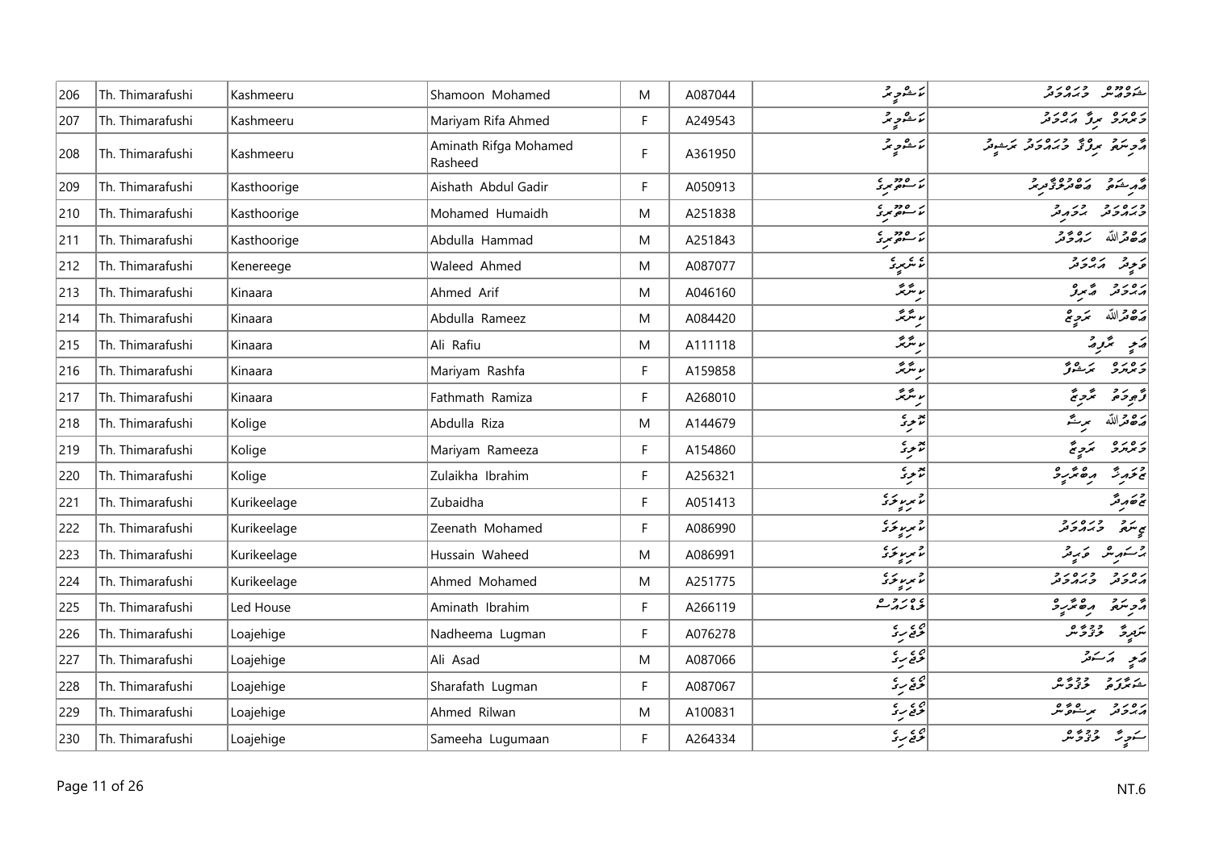| 206 | Th. Thimarafushi | Kashmeeru | Shamoon Mohamed | M | A087044 | ކަޝްމީރު | ޝަމޫން މުޙައްމަދު |
|---|---|---|---|---|---|---|---|
| 207 | Th. Thimarafushi | Kashmeeru | Mariyam Rifa Ahmed | F | A249543 | ކަޝްމީރު | މަރިޔަމް ރިފާ އަޙްމަދު |
| 208 | Th. Thimarafushi | Kashmeeru | Aminath Rifga Mohamed Rasheed | F | A361950 | ކަޝްމީރު | އާމިނަތު ރިފްގާ މުޙައްމަދު ރަޝީދު |
| 209 | Th. Thimarafushi | Kasthoorige | Aishath Abdul Gadir | F | A050913 | ކަސްތޫރިގެ | އައިޝަތު އަބްދުލްގާދިރު |
| 210 | Th. Thimarafushi | Kasthoorige | Mohamed Humaidh | M | A251838 | ކަސްތޫރިގެ | މުޙައްމަދު ހުމައިދު |
| 211 | Th. Thimarafushi | Kasthoorige | Abdulla Hammad | M | A251843 | ކަސްތޫރިގެ | އަބްދުﷲ ހައްމާދު |
| 212 | Th. Thimarafushi | Kenereege | Waleed Ahmed | M | A087077 | ކެނެރީގެ | ވަލީދު އަޙްމަދު |
| 213 | Th. Thimarafushi | Kinaara | Ahmed Arif | M | A046160 | ކިނާރާ | އަޙްމަދު އާރިފް |
| 214 | Th. Thimarafushi | Kinaara | Abdulla Rameez | M | A084420 | ކިނާރާ | އަބްދުﷲ ރަމީޒު |
| 215 | Th. Thimarafushi | Kinaara | Ali Rafiu | M | A111118 | ކިނާރާ | އަލި ރާފިއު |
| 216 | Th. Thimarafushi | Kinaara | Mariyam Rashfa | F | A159858 | ކިނާރާ | މަރިޔަމް ރަޝްފާ |
| 217 | Th. Thimarafushi | Kinaara | Fathmath Ramiza | F | A268010 | ކިނާރާ | ފާތިމަތު ރާމިޒާ |
| 218 | Th. Thimarafushi | Kolige | Abdulla Riza | M | A144679 | ކޮލިގެ | އަބްދުﷲ ރިޟާ |
| 219 | Th. Thimarafushi | Kolige | Mariyam Rameeza | F | A154860 | ކޮލިގެ | މަރިޔަމް ރަމީޒާ |
| 220 | Th. Thimarafushi | Kolige | Zulaikha Ibrahim | F | A256321 | ކޮލިގެ | ޒުލައިޚާ އިބްރާހީމް |
| 221 | Th. Thimarafushi | Kurikeelage | Zubaidha | F | A051413 | ކުރިކީލަގެ | ޒުބައިދާ |
| 222 | Th. Thimarafushi | Kurikeelage | Zeenath Mohamed | F | A086990 | ކުރިކީލަގެ | ޒީނަތު މުޙައްމަދު |
| 223 | Th. Thimarafushi | Kurikeelage | Hussain Waheed | M | A086991 | ކުރިކީލަގެ | ހުސައިން ވަޙީދު |
| 224 | Th. Thimarafushi | Kurikeelage | Ahmed Mohamed | M | A251775 | ކުރިކީލަގެ | އަޙްމަދު މުޙައްމަދު |
| 225 | Th. Thimarafushi | Led House | Aminath Ibrahim | F | A266119 | ލެޑްހައުސް | އާމިނަތު އިބްރާހީމް |
| 226 | Th. Thimarafushi | Loajehige | Nadheema Lugman | F | A076278 | ލޯޖެހިގެ | ނަދީމާ ލުގުމާން |
| 227 | Th. Thimarafushi | Loajehige | Ali Asad | M | A087066 | ލޯޖެހިގެ | އަލި އަސަދު |
| 228 | Th. Thimarafushi | Loajehige | Sharafath Lugman | F | A087067 | ލޯޖެހިގެ | ޝަރަފަތު ލުގުމާން |
| 229 | Th. Thimarafushi | Loajehige | Ahmed Rilwan | M | A100831 | ލޯޖެހިގެ | އަޙްމަދު ރިލްވާން |
| 230 | Th. Thimarafushi | Loajehige | Sameeha Lugumaan | F | A264334 | ލޯޖެހިގެ | ސަމީހާ ލުގުމާން |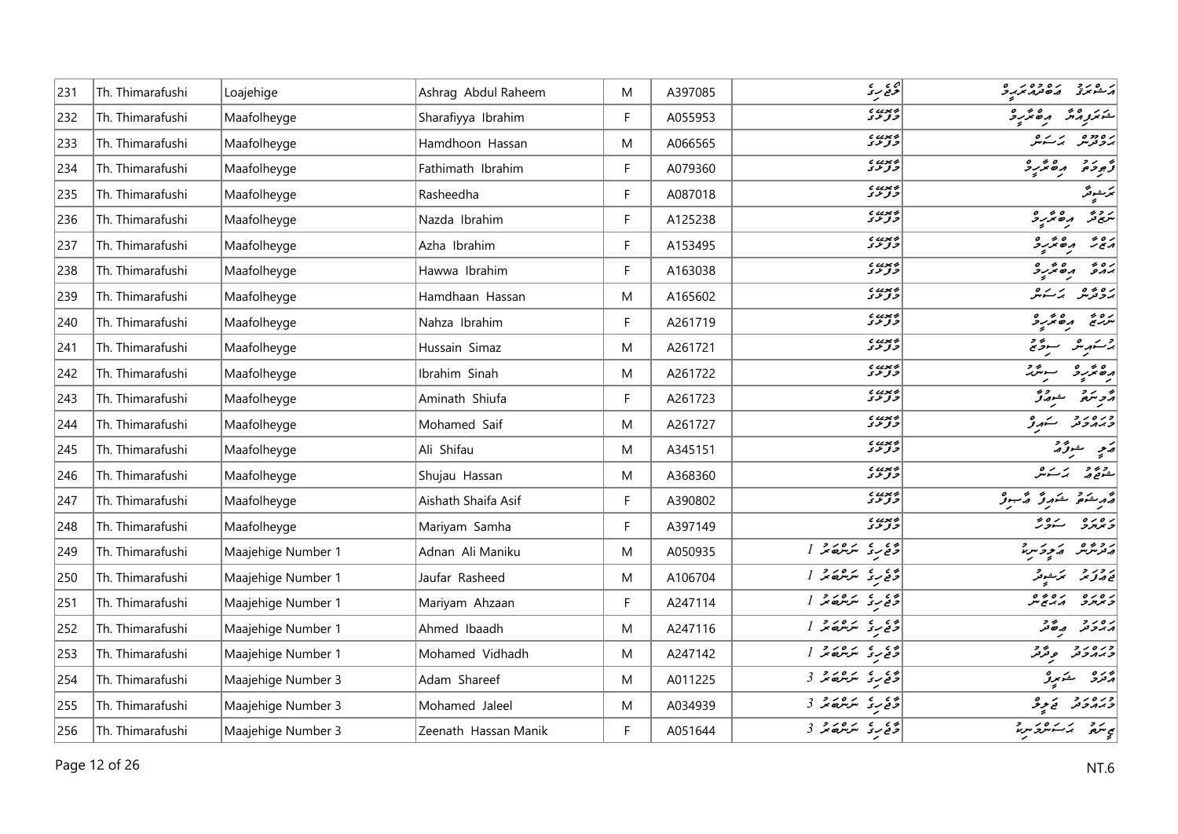| 231 | Th. Thimarafushi | Loajehige | Ashrag Abdul Raheem | M | A397085 | ލޯޖެހިގެ | އަޝްރަގް އަބްދުއްރަޙީމް |
|---|---|---|---|---|---|---|---|
| 232 | Th. Thimarafushi | Maafolheyge | Sharafiyya Ibrahim | F | A055953 | މާފޮޅޭގެ | ޝަރަފިއްޔާ އިބްރާހީމް |
| 233 | Th. Thimarafushi | Maafolheyge | Hamdhoon Hassan | M | A066565 | މާފޮޅޭގެ | ހަމްދޫން ހަސަން |
| 234 | Th. Thimarafushi | Maafolheyge | Fathimath Ibrahim | F | A079360 | މާފޮޅޭގެ | ފާތިމަތު އިބްރާހީމް |
| 235 | Th. Thimarafushi | Maafolheyge | Rasheedha | F | A087018 | މާފޮޅޭގެ | ރަޝީދާ |
| 236 | Th. Thimarafushi | Maafolheyge | Nazda Ibrahim | F | A125238 | މާފޮޅޭގެ | ނަޒްދާ އިބްރާހީމް |
| 237 | Th. Thimarafushi | Maafolheyge | Azha Ibrahim | F | A153495 | މާފޮޅޭގެ | އަޒްހާ އިބްރާހީމް |
| 238 | Th. Thimarafushi | Maafolheyge | Hawwa Ibrahim | F | A163038 | މާފޮޅޭގެ | ހައްވާ އިބްރާހީމް |
| 239 | Th. Thimarafushi | Maafolheyge | Hamdhaan Hassan | M | A165602 | މާފޮޅޭގެ | ހަމްދާން ހަސަން |
| 240 | Th. Thimarafushi | Maafolheyge | Nahza Ibrahim | F | A261719 | މާފޮޅޭގެ | ނަހްޒާ އިބްރާހީމް |
| 241 | Th. Thimarafushi | Maafolheyge | Hussain Simaz | M | A261721 | މާފޮޅޭގެ | ހުސައިން ސިމާޒް |
| 242 | Th. Thimarafushi | Maafolheyge | Ibrahim Sinah | M | A261722 | މާފޮޅޭގެ | އިބްރާހީމް ސިނާހް |
| 243 | Th. Thimarafushi | Maafolheyge | Aminath Shiufa | F | A261723 | މާފޮޅޭގެ | އާމިނަތު ޝިއުފާ |
| 244 | Th. Thimarafushi | Maafolheyge | Mohamed Saif | M | A261727 | މާފޮޅޭގެ | މުޙައްމަދު ސައިފް |
| 245 | Th. Thimarafushi | Maafolheyge | Ali Shifau | M | A345151 | މާފޮޅޭގެ | އަލީ ޝިފާއު |
| 246 | Th. Thimarafushi | Maafolheyge | Shujau Hassan | M | A368360 | މާފޮޅޭގެ | ޝުޖާއު ހަސަން |
| 247 | Th. Thimarafushi | Maafolheyge | Aishath Shaifa Asif | F | A390802 | މާފޮޅޭގެ | އައިޝަތު ޝައިފާ އާސިފް |
| 248 | Th. Thimarafushi | Maafolheyge | Mariyam Samha | F | A397149 | މާފޮޅޭގެ | މަރިޔަމް ސަމްހާ |
| 249 | Th. Thimarafushi | Maajehige Number 1 | Adnan Ali Maniku | M | A050935 | މާޖެހިގެ ނަންބަރ 1 | އަދުނާން އަލިމަނިކު |
| 250 | Th. Thimarafushi | Maajehige Number 1 | Jaufar Rasheed | M | A106704 | މާޖެހިގެ ނަންބަރ 1 | ޖައުފަރު ރަޝީދު |
| 251 | Th. Thimarafushi | Maajehige Number 1 | Mariyam Ahzaan | F | A247114 | މާޖެހިގެ ނަންބަރ 1 | މަރިޔަމް އަހްޒާން |
| 252 | Th. Thimarafushi | Maajehige Number 1 | Ahmed Ibaadh | M | A247116 | މާޖެހިގެ ނަންބަރ 1 | އަހްމަދު އިބާދު |
| 253 | Th. Thimarafushi | Maajehige Number 1 | Mohamed Vidhadh | M | A247142 | މާޖެހިގެ ނަންބަރ 1 | މުޙައްމަދު ވިދާދު |
| 254 | Th. Thimarafushi | Maajehige Number 3 | Adam Shareef | M | A011225 | މާޖެހިގެ ނަންބަރ 3 | އާދަމް ޝަރީފް |
| 255 | Th. Thimarafushi | Maajehige Number 3 | Mohamed Jaleel | M | A034939 | މާޖެހިގެ ނަންބަރ 3 | މުޙައްމަދު ޖަލީލް |
| 256 | Th. Thimarafushi | Maajehige Number 3 | Zeenath Hassan Manik | F | A051644 | މާޖެހިގެ ނަންބަރ 3 | ޒީނަތު ހަސަންމަނިކު |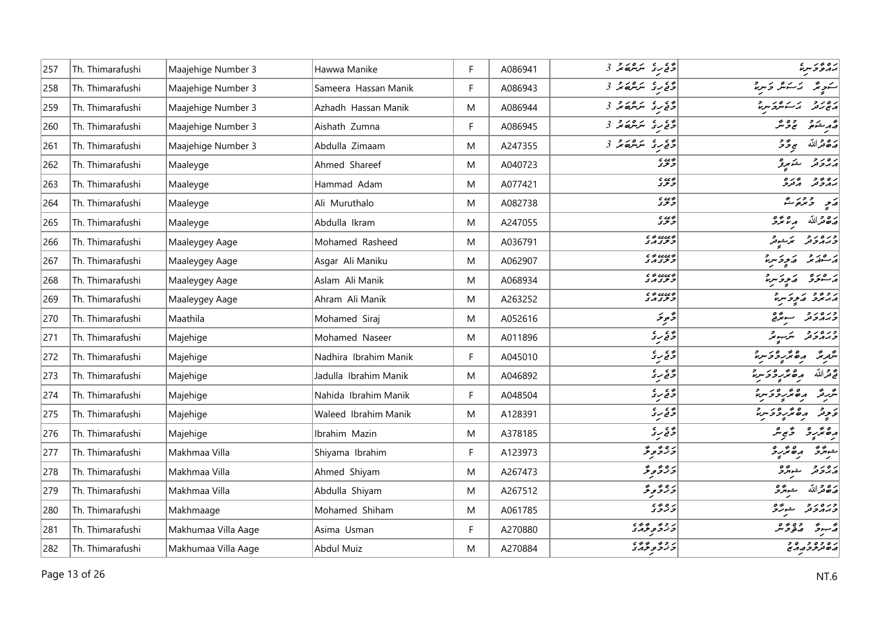| 257 | Th. Thimarafushi | Maajehige Number 3 | Hawwa Manike | F | A086941 | 3 ގާޖެހިގެ ނަންބަރ | ހައްވާމަނިކެ |
|---|---|---|---|---|---|---|---|
| 258 | Th. Thimarafushi | Maajehige Number 3 | Sameera Hassan Manik | F | A086943 | 3 ގާޖެހިގެ ނަންބަރ | ސަމީރާ ހަސަން މަނިކު |
| 259 | Th. Thimarafushi | Maajehige Number 3 | Azhadh Hassan Manik | M | A086944 | 3 ގާޖެހިގެ ނަންބަރ | އަޒްހަދު ހަސަންމަނިކު |
| 260 | Th. Thimarafushi | Maajehige Number 3 | Aishath Zumna | F | A086945 | 3 ގާޖެހިގެ ނަންބަރ | އާއިޝަތު ޒުމްނާ |
| 261 | Th. Thimarafushi | Maajehige Number 3 | Abdulla Zimaam | M | A247355 | 3 ގާޖެހިގެ ނަންބަރ | އަބްދުﷲ ޒިމާމް |
| 262 | Th. Thimarafushi | Maaleyge | Ahmed Shareef | M | A040723 | މާލޭގެ | އަޙްމަދު ޝަރީފް |
| 263 | Th. Thimarafushi | Maaleyge | Hammad Adam | M | A077421 | މާލޭގެ | ހައްމާދު އާދަމް |
| 264 | Th. Thimarafushi | Maaleyge | Ali Muruthalo | M | A082738 | މާލޭގެ | އަލި މުރުތަލާ |
| 265 | Th. Thimarafushi | Maaleyge | Abdulla Ikram | M | A247055 | މާލޭގެ | އަބްދުﷲ އިކްރާމް |
| 266 | Th. Thimarafushi | Maaleygey Aage | Mohamed Rasheed | M | A036791 | މާލޭގޭއާގެ | މުޙައްމަދު ރަޝީދު |
| 267 | Th. Thimarafushi | Maaleygey Aage | Asgar Ali Maniku | M | A062907 | މާލޭގޭއާގެ | އަސްޤަރު އަލިމަނިކު |
| 268 | Th. Thimarafushi | Maaleygey Aage | Aslam Ali Manik | M | A068934 | މާލޭގޭއާގެ | އަސްލަމް އަލިމަނިކު |
| 269 | Th. Thimarafushi | Maaleygey Aage | Ahram Ali Manik | M | A263252 | މާލޭގޭއާގެ | އަޙްރާމް އަލިމަނިކު |
| 270 | Th. Thimarafushi | Maathila | Mohamed Siraj | M | A052616 | މާތިލަ | މުޙައްމަދު ސިރާޖު |
| 271 | Th. Thimarafushi | Majehige | Mohamed Naseer | M | A011896 | މާޖެހިގެ | މުޙައްމަދު ނަސީރު |
| 272 | Th. Thimarafushi | Majehige | Nadhira Ibrahim Manik | F | A045010 | މާޖެހިގެ | ނާދިރާ އިބްރާހީމްމަނިކު |
| 273 | Th. Thimarafushi | Majehige | Jadulla Ibrahim Manik | M | A046892 | މާޖެހިގެ | ޖާދުﷲ އިބްރާހީމްމަނިކު |
| 274 | Th. Thimarafushi | Majehige | Nahida Ibrahim Manik | F | A048504 | މާޖެހިގެ | ނާހިދާ އިބްރާހީމްމަނިކު |
| 275 | Th. Thimarafushi | Majehige | Waleed Ibrahim Manik | M | A128391 | މާޖެހިގެ | ވަލީދު އިބްރާހީމްމަނިކު |
| 276 | Th. Thimarafushi | Majehige | Ibrahim Mazin | M | A378185 | މާޖެހިގެ | އިބްރާހީމް މާޒިން |
| 277 | Th. Thimarafushi | Makhmaa Villa | Shiyama Ibrahim | F | A123973 | މަޚްމާވިލާ | ޝިޔާމާ އިބްރާހީމް |
| 278 | Th. Thimarafushi | Makhmaa Villa | Ahmed Shiyam | M | A267473 | މަޚްމާވިލާ | އަޙްމަދު ޝިޔާމް |
| 279 | Th. Thimarafushi | Makhmaa Villa | Abdulla Shiyam | M | A267512 | މަޚްމާވިލާ | އަބްދުﷲ ޝިޔާމް |
| 280 | Th. Thimarafushi | Makhmaage | Mohamed Shiham | M | A061785 | މަޚްމާގެ | މުޙައްމަދު ޝިހާމް |
| 281 | Th. Thimarafushi | Makhumaa Villa Aage | Asima Usman | F | A270880 | މަޚުމާވިލާއާގެ | އާސިމާ ޢުثްމާން |
| 282 | Th. Thimarafushi | Makhumaa Villa Aage | Abdul Muiz | M | A270884 | މަޚުމާވިލާއާގެ | އަބްދުލްމުޢިއްޒު |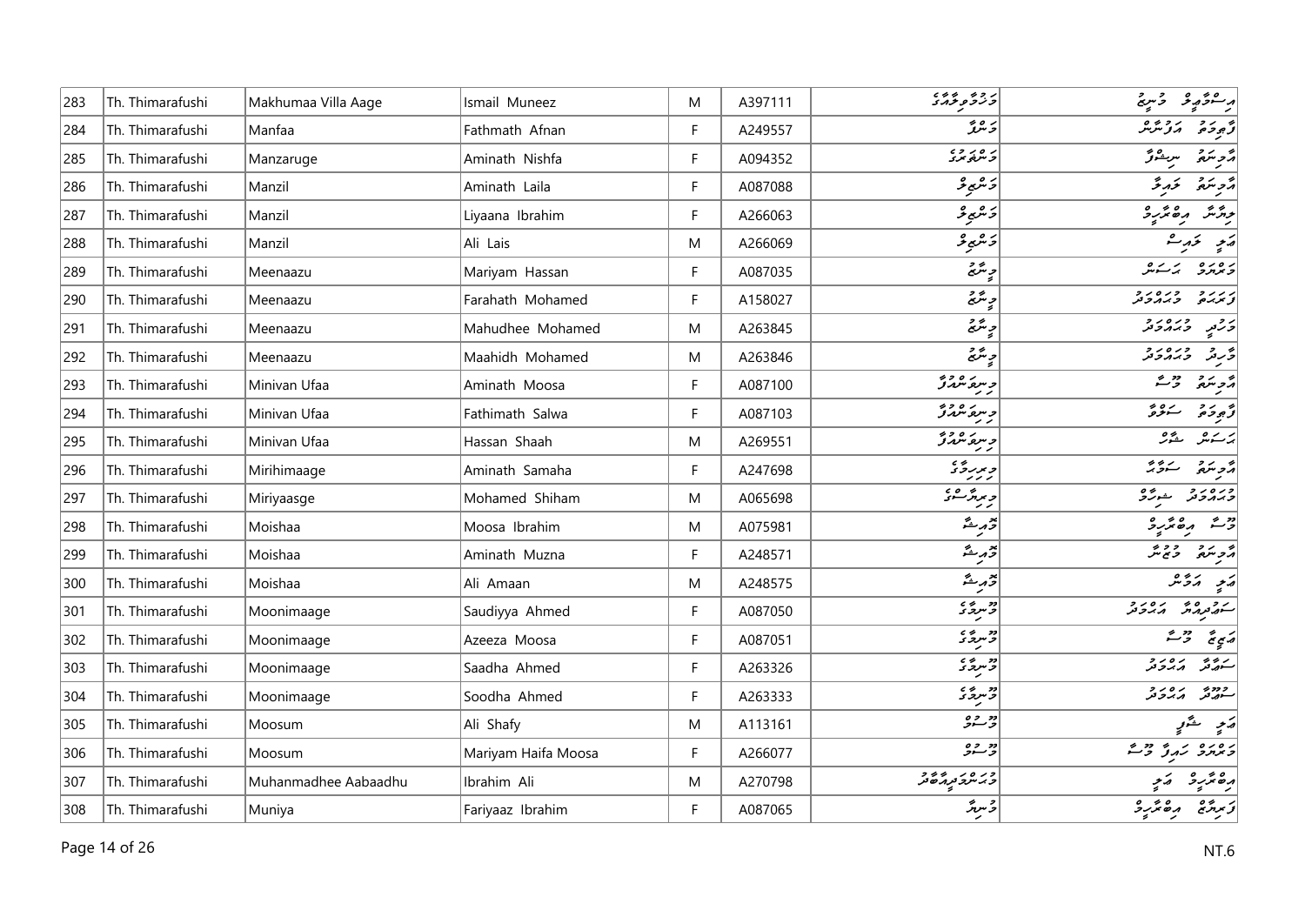| 283 | Th. Thimarafushi | Makhumaa Villa Aage | Ismail Muneez | M | A397111 | ދަހުމާ ވިލާއާގެ | އިސްމާއިލް މުނީޒް |
|---|---|---|---|---|---|---|---|
| 284 | Th. Thimarafushi | Manfaa | Fathmath Afnan | F | A249557 | މަންފާ | ފާތިމަތު އަފްނާން |
| 285 | Th. Thimarafushi | Manzaruge | Aminath Nishfa | F | A094352 | މަންޒަރުގެ | އާމިނަތު ނިޝްފާ |
| 286 | Th. Thimarafushi | Manzil | Aminath Laila | F | A087088 | މަންޒިލް | އާމިނަތު ލައިލާ |
| 287 | Th. Thimarafushi | Manzil | Liyaana Ibrahim | F | A266063 | މަންޒިލް | ލިޔާނާ އިބްރާހީމް |
| 288 | Th. Thimarafushi | Manzil | Ali Lais | M | A266069 | މަންޒިލް | އަލީ ލައިސް |
| 289 | Th. Thimarafushi | Meenaazu | Mariyam Hassan | F | A087035 | މީނާޒު | މަރިޔަމް ހަސަން |
| 290 | Th. Thimarafushi | Meenaazu | Farahath Mohamed | F | A158027 | މީނާޒު | ފަރަހަތު މުހައްމަދު |
| 291 | Th. Thimarafushi | Meenaazu | Mahudhee Mohamed | M | A263845 | މީނާޒު | މަހުދީ މުހައްމަދު |
| 292 | Th. Thimarafushi | Meenaazu | Maahidh Mohamed | M | A263846 | މީނާޒު | މާހިދު މުހައްމަދު |
| 293 | Th. Thimarafushi | Minivan Ufaa | Aminath Moosa | F | A087100 | މިނިވަން އުފާ | އާމިނަތު މޫސާ |
| 294 | Th. Thimarafushi | Minivan Ufaa | Fathimath Salwa | F | A087103 | މިނިވަން އުފާ | ފާތިމަތު ސަލްވާ |
| 295 | Th. Thimarafushi | Minivan Ufaa | Hassan Shaah | M | A269551 | މިނިވަން އުފާ | ހަސަން ޝާހް |
| 296 | Th. Thimarafushi | Mirihimaage | Aminath Samaha | F | A247698 | މިރިހިމާގެ | އާމިނަތު ސަމާހާ |
| 297 | Th. Thimarafushi | Miriyaasge | Mohamed Shiham | M | A065698 | މިރިޔާސްގެ | މުހައްމަދު ޝިހާމް |
| 298 | Th. Thimarafushi | Moishaa | Moosa Ibrahim | M | A075981 | މޮއިޝާ | މޫސާ އިބްރާހީމް |
| 299 | Th. Thimarafushi | Moishaa | Aminath Muzna | F | A248571 | މޮއިޝާ | އާމިނަތު މުޒްނާ |
| 300 | Th. Thimarafushi | Moishaa | Ali Amaan | M | A248575 | މޮއިޝާ | އަލީ އަމާން |
| 301 | Th. Thimarafushi | Moonimaage | Saudiyya Ahmed | F | A087050 | މޫނިމާގެ | ސައުދިއްޔާ އަހްމަދު |
| 302 | Th. Thimarafushi | Moonimaage | Azeeza Moosa | F | A087051 | މޫނިމާގެ | އަޒީޒާ މޫސާ |
| 303 | Th. Thimarafushi | Moonimaage | Saadha Ahmed | F | A263326 | މޫނިމާގެ | ސައުދާ އަހްމަދު |
| 304 | Th. Thimarafushi | Moonimaage | Soodha Ahmed | F | A263333 | މޫނިމާގެ | ސޫދާ އަހްމަދު |
| 305 | Th. Thimarafushi | Moosum | Ali Shafy | M | A113161 | މޫސުމް | އަލީ ޝާފީ |
| 306 | Th. Thimarafushi | Moosum | Mariyam Haifa Moosa | F | A266077 | މޫސުމް | މަރިޔަމް ހައިފާ މޫސާ |
| 307 | Th. Thimarafushi | Muhanmadhee Aabaadhu | Ibrahim Ali | M | A270798 | މުހައްމަދީ އާބާދު | އިބްރާހީމް އަލީ |
| 308 | Th. Thimarafushi | Muniya | Fariyaaz Ibrahim | F | A087065 | މުނިޔާ | ފަރިޔާޒް އިބްރާހީމް |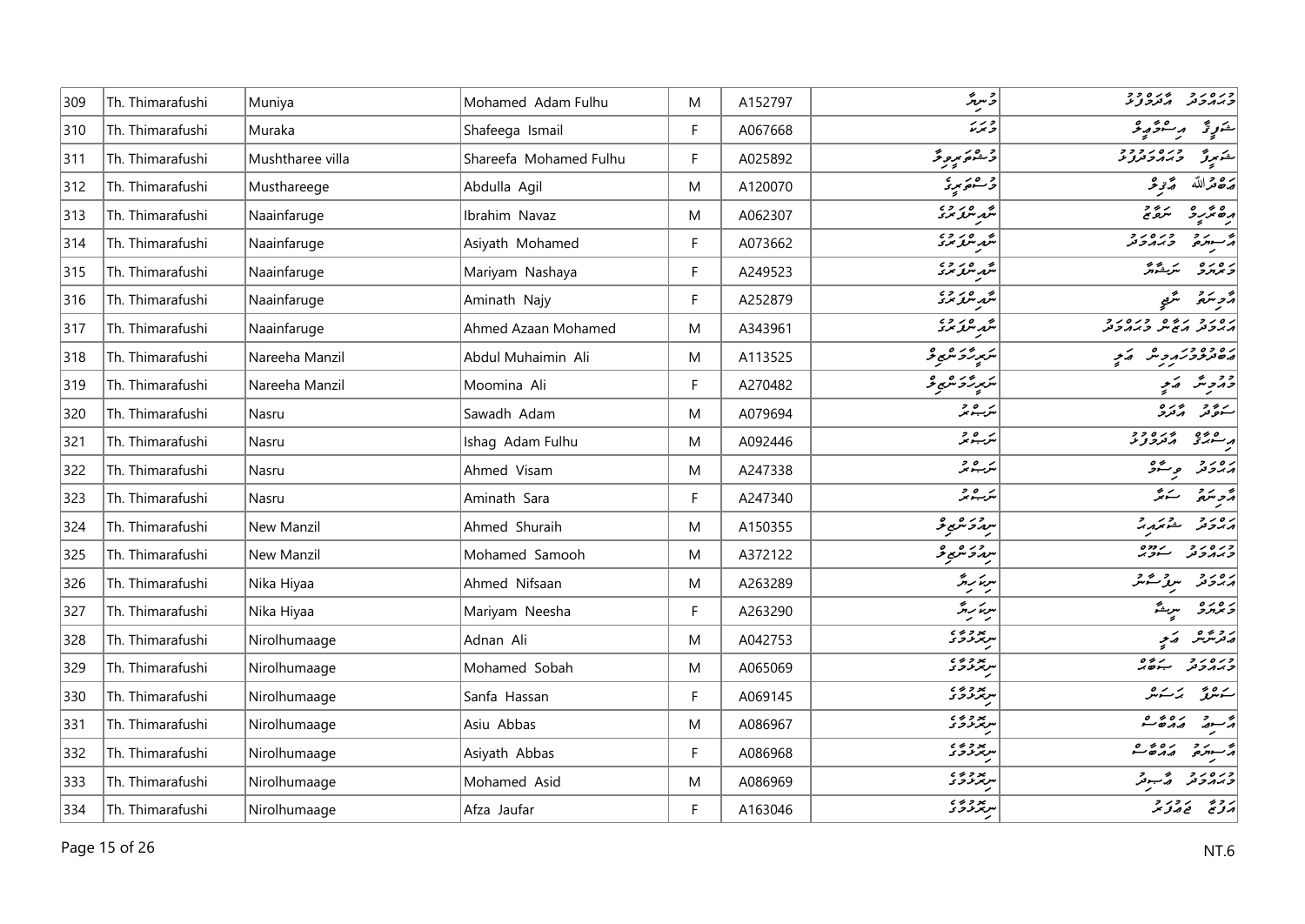| 309 | Th. Thimarafushi | Muniya | Mohamed Adam Fulhu | M | A152797 | މުނިޔާ | މުޙައްމަދު އާދަމްފުޅު |
|---|---|---|---|---|---|---|---|
| 310 | Th. Thimarafushi | Muraka | Shafeega Ismail | F | A067668 | މުރަކަ | ޝަފީގާ އިސްމާއީލް |
| 311 | Th. Thimarafushi | Mushtharee villa | Shareefa Mohamed Fulhu | F | A025892 | މުޝްތަރީވިލާ | ޝަރީފާ މުޙައްމަދުފުޅު |
| 312 | Th. Thimarafushi | Musthareege | Abdulla Agil | M | A120070 | މުސްތަރީގެ | عبدالله އާގިލް |
| 313 | Th. Thimarafushi | Naainfaruge | Ibrahim Navaz | M | A062307 | ނާއިންފަރުގެ | އިބްރާހީމް ނަވާޒް |
| 314 | Th. Thimarafushi | Naainfaruge | Asiyath Mohamed | F | A073662 | ނާއިންފަރުގެ | އާސިޔަތު މުޙައްމަދު |
| 315 | Th. Thimarafushi | Naainfaruge | Mariyam Nashaya | F | A249523 | ނާއިންފަރުގެ | މަރިޔަމް ނަޝާޔާ |
| 316 | Th. Thimarafushi | Naainfaruge | Aminath Najy | F | A252879 | ނާއިންފަރުގެ | އާމިނަތު ނާޖީ |
| 317 | Th. Thimarafushi | Naainfaruge | Ahmed Azaan Mohamed | M | A343961 | ނާއިންފަރުގެ | އަޙްމަދު އަޒާން މުޙައްމަދު |
| 318 | Th. Thimarafushi | Nareeha Manzil | Abdul Muhaimin Ali | M | A113525 | ނަރީހާމަންޒިލް | އަބްދުލްމުހައިމިން އަލި |
| 319 | Th. Thimarafushi | Nareeha Manzil | Moomina Ali | F | A270482 | ނަރީހާމަންޒިލް | މޫމިނާ އަލި |
| 320 | Th. Thimarafushi | Nasru | Sawadh Adam | M | A079694 | ނަސްރު | ސަވާދު އާދަމް |
| 321 | Th. Thimarafushi | Nasru | Ishag Adam Fulhu | M | A092446 | ނަސްރު | އިސްޙާގު އާދަމްފުޅު |
| 322 | Th. Thimarafushi | Nasru | Ahmed Visam | M | A247338 | ނަސްރު | އަޙްމަދު ވިސާމް |
| 323 | Th. Thimarafushi | Nasru | Aminath Sara | F | A247340 | ނަސްރު | އާމިނަތު ސާރާ |
| 324 | Th. Thimarafushi | New Manzil | Ahmed Shuraih | M | A150355 | ނިއުމަންޒިލް | އަޙްމަދު ޝުރައިހު |
| 325 | Th. Thimarafushi | New Manzil | Mohamed Samooh | M | A372122 | ނިއުމަންޒިލް | މުޙައްމަދު ސަމޫޙު |
| 326 | Th. Thimarafushi | Nika Hiyaa | Ahmed Nifsaan | M | A263289 | ނިކަހިޔާ | އަޙްމަދު ނިފްސާން |
| 327 | Th. Thimarafushi | Nika Hiyaa | Mariyam Neesha | F | A263290 | ނިކަހިޔާ | މަރިޔަމް ނީޝާ |
| 328 | Th. Thimarafushi | Nirolhumaage | Adnan Ali | M | A042753 | ނިރޮޅުމާގެ | އަދުނާން އަލި |
| 329 | Th. Thimarafushi | Nirolhumaage | Mohamed Sobah | M | A065069 | ނިރޮޅުމާގެ | މުޙައްމަދު ސޮބާހް |
| 330 | Th. Thimarafushi | Nirolhumaage | Sanfa Hassan | F | A069145 | ނިރޮޅުމާގެ | ސަންފާ ޙަސަން |
| 331 | Th. Thimarafushi | Nirolhumaage | Asiu Abbas | M | A086967 | ނިރޮޅުމާގެ | އާސިއު އައްބާސް |
| 332 | Th. Thimarafushi | Nirolhumaage | Asiyath Abbas | F | A086968 | ނިރޮޅުމާގެ | އާސިޔަތު އައްބާސް |
| 333 | Th. Thimarafushi | Nirolhumaage | Mohamed Asid | M | A086969 | ނިރޮޅުމާގެ | މުޙައްމަދު އާސިދު |
| 334 | Th. Thimarafushi | Nirolhumaage | Afza Jaufar | F | A163046 | ނިރޮޅުމާގެ | އަފްޒާ ޖައުފަރު |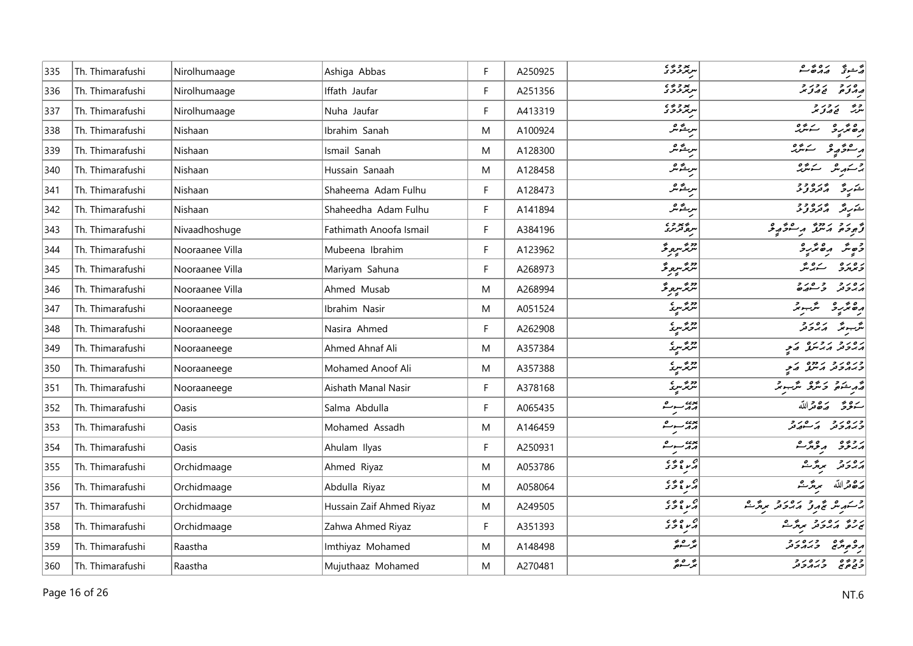| 335 | Th. Thimarafushi | Nirolhumaage | Ashiga Abbas | F | A250925 | سِرُتْرُوَّى | أَشِيقَ أَرْهَمْسَ |
|---|---|---|---|---|---|---|---|
| 336 | Th. Thimarafushi | Nirolhumaage | Iffath Jaufar | F | A251356 | سِرُتْرُوَّى | مِهْرُوَمْ يَحْرُوَتْرُ |
| 337 | Th. Thimarafushi | Nirolhumaage | Nuha Jaufar | F | A413319 | سِرُتْرُوَّى | تْرُرَّ يَحْرُوَتْرُ |
| 338 | Th. Thimarafushi | Nishaan | Ibrahim Sanah | M | A100924 | سِرِشَّرْ | مِرْهَتْرُرِدْ سَتَرُرْ |
| 339 | Th. Thimarafushi | Nishaan | Ismail Sanah | M | A128300 | سِرِشَّرْ | مِرْسْتُرَّمِيْ سَتَرُرْ |
| 340 | Th. Thimarafushi | Nishaan | Hussain Sanaah | M | A128458 | سِرِشَّرْ | بُرْسَتَمِرْ سَتَرُرْ |
| 341 | Th. Thimarafushi | Nishaan | Shaheema Adam Fulhu | F | A128473 | سِرِشَّرْ | شَرِرِدَّ مَرْتَرْوَتْرُ |
| 342 | Th. Thimarafushi | Nishaan | Shaheedha Adam Fulhu | F | A141894 | سِرِشَّرْ | شَرِرِتَرْ مَرْتَرْوَتْرُ |
| 343 | Th. Thimarafushi | Nivaadhoshuge | Fathimath Anoofa Ismail | F | A384196 | سِرِوَّتْرُرِى | وَّجِوَمْ مَسْرُرْ مِرْسُتُرَّمِيْ |
| 344 | Th. Thimarafushi | Nooraanee Villa | Mubeena Ibrahim | F | A123962 | تْرْبَرْسِرِوِتَّ | تُرْحِسَّ مِرْهَتْرُرِدْ |
| 345 | Th. Thimarafushi | Nooraanee Villa | Mariyam Sahuna | F | A268973 | تْرْبَرْسِرِوِتَّ | وَتْرْبَرْدْ سَتَرْسَّ |
| 346 | Th. Thimarafushi | Nooraanee Villa | Ahmed Musab | M | A268994 | تْرْبَرْسِرِوِتَّ | مَرْدَوَتْرُ وْسْتَرْمْ |
| 347 | Th. Thimarafushi | Nooraanee ge | Ibrahim Nasir | M | A051524 | تْرْبَرْسِرِى | مِرْهَتْرُرِدْ سَّرْبِوتْرُ |
| 348 | Th. Thimarafushi | Nooraanee ge | Nasira Ahmed | F | A262908 | تْرْبَرْسِرِى | سَّرْبِوتْرَ مَرْدَوَتْرُ |
| 349 | Th. Thimarafushi | Nooraanee ge | Ahmed Ahnaf Ali | M | A357384 | تْرْبَرْسِرِى | مَرْدَوَتْرُ مَرْسَرْتْرُ مَرِ |
| 350 | Th. Thimarafushi | Nooraanee ge | Mohamed Anoof Ali | M | A357388 | تْرْبَرْسِرِى | وْرَمْرْدَتْرُ مَسْرُرْ مَرِ |
| 351 | Th. Thimarafushi | Nooraanee ge | Aishath Manal Nasir | F | A378168 | تْرْبَرْسِرِى | مَّرِشَمْ وَسَّرْدْ سَّرْبِوتْرُ |
| 352 | Th. Thimarafushi | Oasis | Salma Abdulla | F | A065435 | مْرْمِّسِرِسْ | سَوْدَّ مَرْهْتْرُاللّٰہ |
| 353 | Th. Thimarafushi | Oasis | Mohamed Assadh | M | A146459 | مْرْمِّسِرِسْ | وْرَمْرْدَتْرُ مَرْسْتَرْتْرُ |
| 354 | Th. Thimarafushi | Oasis | Ahulam Ilyas | F | A250931 | مْرْمِّسِرِسْ | مَرْتُوْدْ مِرْتُرْتَرْسْ |
| 355 | Th. Thimarafushi | Orchidmaage | Ahmed Riyaz | M | A053786 | مْرْبِوْدَّى | مَرْدَوَتْرُ بِرِتَّرْسْ |
| 356 | Th. Thimarafushi | Orchidmaage | Abdulla Riyaz | M | A058064 | مْرْبِوْدَّى | مَرْهْتْرُاللّٰہ بِرِتَّرْسْ |
| 357 | Th. Thimarafushi | Orchidmaage | Hussain Zaif Ahmed Riyaz | M | A249505 | مْرْبِوْدَّى | بُرْسَتَمِرْ تَّمِرْوْ مَرْدَوَتْرُ بِرِتَّرْسْ |
| 358 | Th. Thimarafushi | Orchidmaage | Zahwa Ahmed Riyaz | F | A351393 | مْرْبِوْدَّى | تَرْوَّ مَرْدَوَتْرُ بِرِتَّرْسْ |
| 359 | Th. Thimarafushi | Raastha | Imthiyaz Mohamed | M | A148498 | بَرْسْتَوَ | مِرْحِوِتَّرْسْ وْرَمْرْدَتْرُ |
| 360 | Th. Thimarafushi | Raastha | Mujuthaaz Mohamed | M | A270481 | بَرْسْتَوَ | وْتْحُوَّسْ وْرَمْرْدَتْرُ |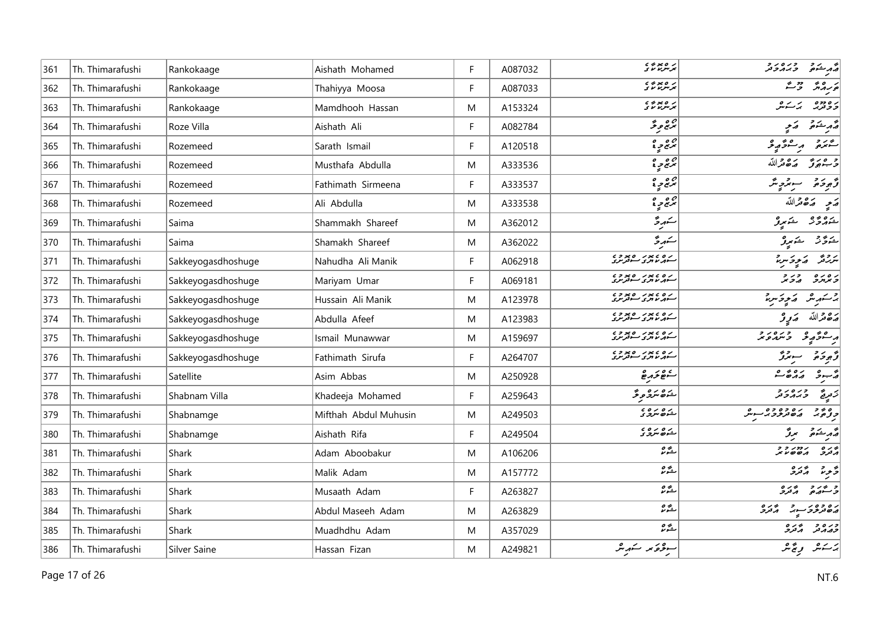| 361 | Th. Thimarafushi | Rankokaage | Aishath Mohamed | F | A087032 | ރަންކޮކާގެ | އައިޝަތު މުހައްމަދު |
|---|---|---|---|---|---|---|---|
| 362 | Th. Thimarafushi | Rankokaage | Thahiyya Moosa | F | A087033 | ރަންކޮކާގެ | ތަހިއްޔާ މޫސާ |
| 363 | Th. Thimarafushi | Rankokaage | Mamdhooh Hassan | M | A153324 | ރަންކޮކާގެ | މަމްދޫހު ހަސަން |
| 364 | Th. Thimarafushi | Roze Villa | Aishath Ali | F | A082784 | ރޯޒްވިލާ | އައިޝަތު އަލި |
| 365 | Th. Thimarafushi | Rozemeed | Sarath Ismail | F | A120518 | ރޯޒްމީޑް | ސަރަތު އިސްމާއިލް |
| 366 | Th. Thimarafushi | Rozemeed | Musthafa Abdulla | M | A333536 | ރޯޒްމީޑް | މުސްތަފާ އަބްދުﷲ |
| 367 | Th. Thimarafushi | Rozemeed | Fathimath Sirmeena | F | A333537 | ރޯޒްމީޑް | ފާތިމަތު ސިރްމީނާ |
| 368 | Th. Thimarafushi | Rozemeed | Ali Abdulla | M | A333538 | ރޯޒްމީޑް | އަލި އަބްދުﷲ |
| 369 | Th. Thimarafushi | Saima | Shammakh Shareef | M | A362012 | ސައިމާ | ޝައްމާޚް ޝަރީފް |
| 370 | Th. Thimarafushi | Saima | Shamakh Shareef | M | A362022 | ސައިމާ | ޝަމާޚް ޝަރީފް |
| 371 | Th. Thimarafushi | Sakkeyogasdhoshuge | Nahudha Ali Manik | F | A062918 | ސައްކެޔޮގަސްދޮށުގެ | ނަހުދާ އަލިމަނިކު |
| 372 | Th. Thimarafushi | Sakkeyogasdhoshuge | Mariyam Umar | F | A069181 | ސައްކެޔޮގަސްދޮށުގެ | މަރިޔަމް އުމަރު |
| 373 | Th. Thimarafushi | Sakkeyogasdhoshuge | Hussain Ali Manik | M | A123978 | ސައްކެޔޮގަސްދޮށުގެ | ހުސައިން އަލިމަނިކު |
| 374 | Th. Thimarafushi | Sakkeyogasdhoshuge | Abdulla Afeef | M | A123983 | ސައްކެޔޮގަސްދޮށުގެ | އަބްދުﷲ އަފީފް |
| 375 | Th. Thimarafushi | Sakkeyogasdhoshuge | Ismail Munawwar | M | A159697 | ސައްކެޔޮގަސްދޮށުގެ | އިސްމާއިލް މުނައްވަރު |
| 376 | Th. Thimarafushi | Sakkeyogasdhoshuge | Fathimath Sirufa | F | A264707 | ސައްކެޔޮގަސްދޮށުގެ | ފާތިމަތު ސިރުފާ |
| 377 | Th. Thimarafushi | Satellite | Asim Abbas | M | A250928 | ސެޓެލައިޓް | އާސިމް އައްބާސް |
| 378 | Th. Thimarafushi | Shabnam Villa | Khadeeja Mohamed | F | A259643 | ޝަބްނަމްވިލާ | ޚަދީޖާ މުހައްމަދު |
| 379 | Th. Thimarafushi | Shabnamge | Mifthah Abdul Muhusin | M | A249503 | ޝަބްނަމްގެ | މިފްތާހް އަބްދުލްމުހުސިން |
| 380 | Th. Thimarafushi | Shabnamge | Aishath Rifa | F | A249504 | ޝަބްނަމްގެ | އައިޝަތު ރިފާ |
| 381 | Th. Thimarafushi | Shark | Adam Aboobakur | M | A106206 | ޝާކް | އާދަމް އަބޫބަކުރު |
| 382 | Th. Thimarafushi | Shark | Malik Adam | M | A157772 | ޝާކް | މާލިކު އާދަމް |
| 383 | Th. Thimarafushi | Shark | Musaath Adam | F | A263827 | ޝާކް | މުސާއަތު އާދަމް |
| 384 | Th. Thimarafushi | Shark | Abdul Maseeh Adam | M | A263829 | ޝާކް | އަބްދުލްމަސީހު އާދަމް |
| 385 | Th. Thimarafushi | Shark | Muadhdhu Adam | M | A357029 | ޝާކް | މުޢައްދު އާދަމް |
| 386 | Th. Thimarafushi | Silver Saine | Hassan Fizan | M | A249821 | ސިލްވަރ ސައިން | ހަސަން ފިޒާން |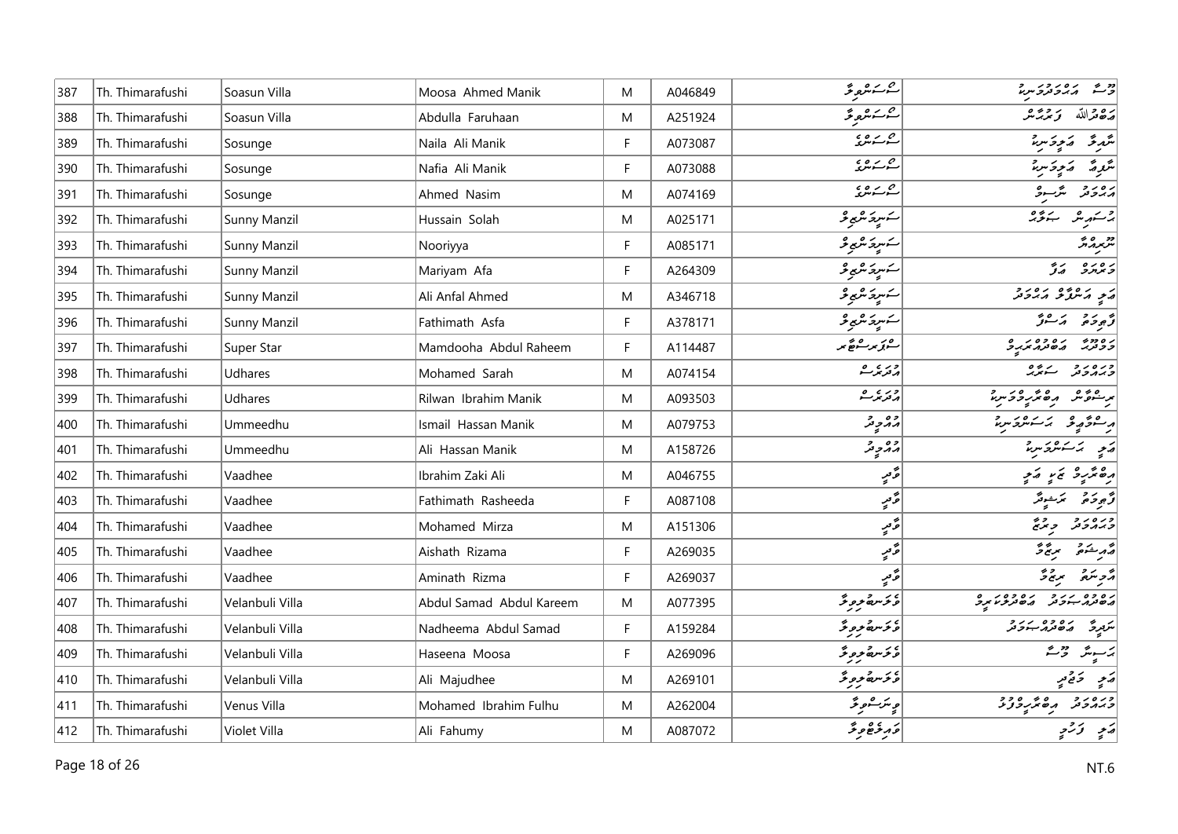| 387 | Th. Thimarafushi | Soasun Villa | Moosa Ahmed Manik | M | A046849 | ޞޯސަންވިލާ | މޫސާ އަޙްމަދުމަނިކު |
|---|---|---|---|---|---|---|---|
| 388 | Th. Thimarafushi | Soasun Villa | Abdulla Faruhaan | M | A251924 | ޞޯސަންވިލާ | އަބްދުﷲ ފަރުހާން |
| 389 | Th. Thimarafushi | Sosunge | Naila Ali Manik | F | A073087 | ސޯސުންގެ | ނާއިލާ އަލިމަނިކު |
| 390 | Th. Thimarafushi | Sosunge | Nafia Ali Manik | F | A073088 | ސޯސުންގެ | ނާފިއާ އަލިމަނިކު |
| 391 | Th. Thimarafushi | Sosunge | Ahmed Nasim | M | A074169 | ސޯސުންގެ | އަޙްމަދު ނާސިމް |
| 392 | Th. Thimarafushi | Sunny Manzil | Hussain Solah | M | A025171 | ސަނީމަންޒިލް | ހުސައިން ޞަލާހް |
| 393 | Th. Thimarafushi | Sunny Manzil | Nooriyya | F | A085171 | ސަނީމަންޒިލް | ނޫރިއްޔާ |
| 394 | Th. Thimarafushi | Sunny Manzil | Mariyam Afa | F | A264309 | ސަނީމަންޒިލް | މަރިޔަމް އަފާ |
| 395 | Th. Thimarafushi | Sunny Manzil | Ali Anfal Ahmed | M | A346718 | ސަނީމަންޒިލް | އަލި އަންފާލް އަޙްމަދު |
| 396 | Th. Thimarafushi | Sunny Manzil | Fathimath Asfa | F | A378171 | ސަނީމަންޒިލް | ފާތިމަތު އަސްފާ |
| 397 | Th. Thimarafushi | Super Star | Mamdooha Abdul Raheem | F | A114487 | ސުޕަރސްޓާރ | މަމްދޫހާ އަބްދުއްރަޙީމް |
| 398 | Th. Thimarafushi | Udhares | Mohamed Sarah | M | A074154 | އުދަރެސް | މުޙައްމަދު ސަރާހް |
| 399 | Th. Thimarafushi | Udhares | Rilwan Ibrahim Manik | M | A093503 | އުދަރެސް | ރިލްވާން އިބްރާހިމްމަނިކު |
| 400 | Th. Thimarafushi | Ummeedhu | Ismail Hassan Manik | M | A079753 | އުއްމީދު | އިސްމާޢިލް ހަސަންމަނިކު |
| 401 | Th. Thimarafushi | Ummeedhu | Ali Hassan Manik | M | A158726 | އުއްމީދު | އަލި ހަސަންމަނިކު |
| 402 | Th. Thimarafushi | Vaadhee | Ibrahim Zaki Ali | M | A046755 | ވާދީ | އިބްރާހިމް ޒަކީ އަލި |
| 403 | Th. Thimarafushi | Vaadhee | Fathimath Rasheeda | F | A087108 | ވާދީ | ފާތިމަތު ރަޝީދާ |
| 404 | Th. Thimarafushi | Vaadhee | Mohamed Mirza | M | A151306 | ވާދީ | މުޙައްމަދު މިރްޒާ |
| 405 | Th. Thimarafushi | Vaadhee | Aishath Rizama | F | A269035 | ވާދީ | އާއިޝަތު ރިޒާމާ |
| 406 | Th. Thimarafushi | Vaadhee | Aminath Rizma | F | A269037 | ވާދީ | އާމިނަތު ރިޒްމާ |
| 407 | Th. Thimarafushi | Velanbuli Villa | Abdul Samad Abdul Kareem | M | A077395 | ވެލަންބުލިވިލާ | އަބްދުއްސަމަދު އަބްދުލްކަރީމް |
| 408 | Th. Thimarafushi | Velanbuli Villa | Nadheema Abdul Samad | F | A159284 | ވެލަންބުލިވިލާ | ނަދީމާ އަބްދުއްސަމަދު |
| 409 | Th. Thimarafushi | Velanbuli Villa | Haseena Moosa | F | A269096 | ވެލަންބުލިވިލާ | ހަސީނާ މޫސާ |
| 410 | Th. Thimarafushi | Velanbuli Villa | Ali Majudhee | M | A269101 | ވެލަންބުލިވިލާ | އަލި މަޖުދީ |
| 411 | Th. Thimarafushi | Venus Villa | Mohamed Ibrahim Fulhu | M | A262004 | ވީނަސްވިލާ | މުޙައްމަދު އިބްރާހިމްފުޅު |
| 412 | Th. Thimarafushi | Violet Villa | Ali Fahumy | M | A087072 | ވައިލެޓްވިލާ | އަލި ފަހުމީ |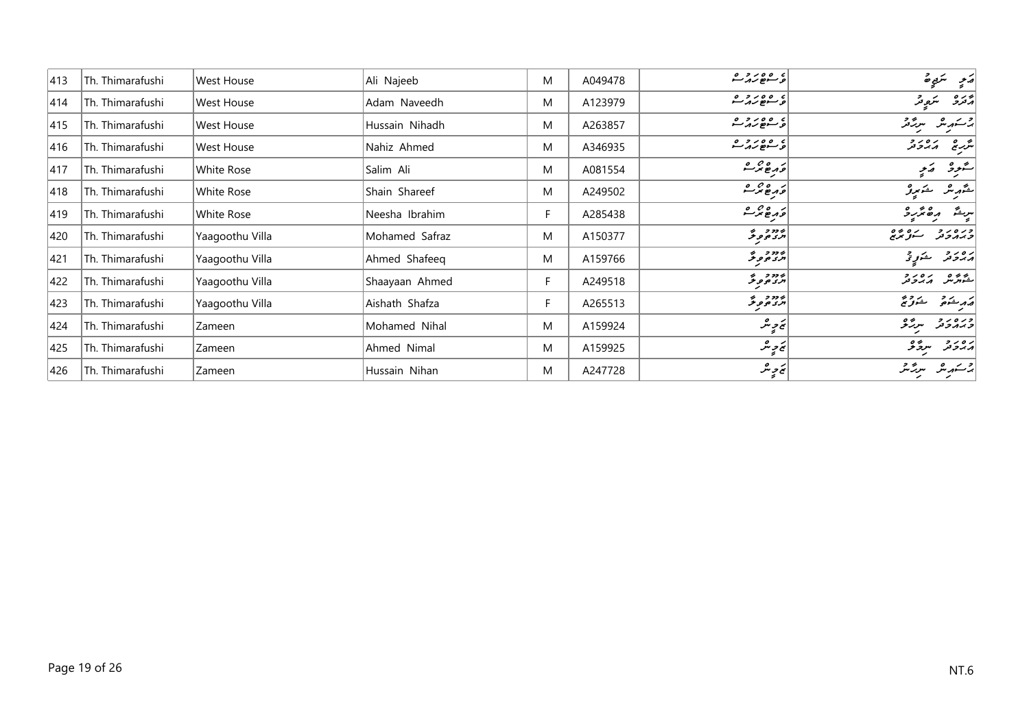| 413 | Th. Thimarafushi | West House | Ali Najeeb | M | A049478 | ވެސްޓްހައުސް | އަލި ނަޖީބު |
|---|---|---|---|---|---|---|---|
| 414 | Th. Thimarafushi | West House | Adam Naveedh | M | A123979 | ވެސްޓްހައުސް | އާދަމް ނަވީދު |
| 415 | Th. Thimarafushi | West House | Hussain Nihadh | M | A263857 | ވެސްޓްހައުސް | ހުސައިން ނިހާދު |
| 416 | Th. Thimarafushi | West House | Nahiz Ahmed | M | A346935 | ވެސްޓްހައުސް | ނާހިޒް އަހުމަދު |
| 417 | Th. Thimarafushi | White Rose | Salim Ali | M | A081554 | ވައިޓްރޯސް | ސާލިމް އަލި |
| 418 | Th. Thimarafushi | White Rose | Shain Shareef | M | A249502 | ވައިޓްރޯސް | ޝާއިން ޝަރީފް |
| 419 | Th. Thimarafushi | White Rose | Neesha Ibrahim | F | A285438 | ވައިޓްރޯސް | ނީޝާ އިބްރާހިމް |
| 420 | Th. Thimarafushi | Yaagoothu Villa | Mohamed Safraz | M | A150377 | ޔާގޫތުވިލާ | މުހައްމަދު ސަފްރާޒް |
| 421 | Th. Thimarafushi | Yaagoothu Villa | Ahmed Shafeeq | M | A159766 | ޔާގޫތުވިލާ | އަހުމަދު ޝަފީޤު |
| 422 | Th. Thimarafushi | Yaagoothu Villa | Shaayaan Ahmed | F | A249518 | ޔާގޫތުވިލާ | ޝާޔާން އަހުމަދު |
| 423 | Th. Thimarafushi | Yaagoothu Villa | Aishath Shafza | F | A265513 | ޔާގޫތުވިލާ | އައިޝަތު ޝަފްޒާ |
| 424 | Th. Thimarafushi | Zameen | Mohamed Nihal | M | A159924 | ޒަމީން | މުހައްމަދު ނިހާލް |
| 425 | Th. Thimarafushi | Zameen | Ahmed Nimal | M | A159925 | ޒަމީން | އަހުމަދު ނިމާލް |
| 426 | Th. Thimarafushi | Zameen | Hussain Nihan | M | A247728 | ޒަމީން | ހުސައިން ނިހާން |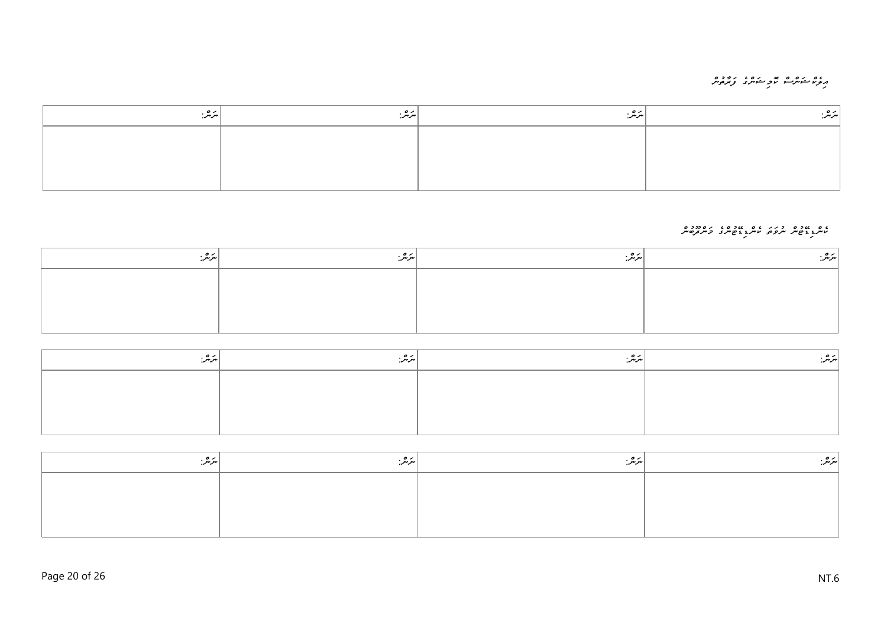## ދިވެހި ބަސް ބޭނުންކުރާ ޒަމާން

| ނަން: | ނަން: | ނަން: | ނަން: |
|---|---|---|---|
| | | | |

## ކުރީގެ ދުވަސްވަރު ބޭނުންކުރި ތަކެތި

| ނަން: | ނަން: | ނަން: | ނަން: |
|---|---|---|---|
| | | | |

| ނަން: | ނަން: | ނަން: | ނަން: |
|---|---|---|---|
| | | | |

| ނަން: | ނަން: | ނަން: | ނަން: |
|---|---|---|---|
| | | | |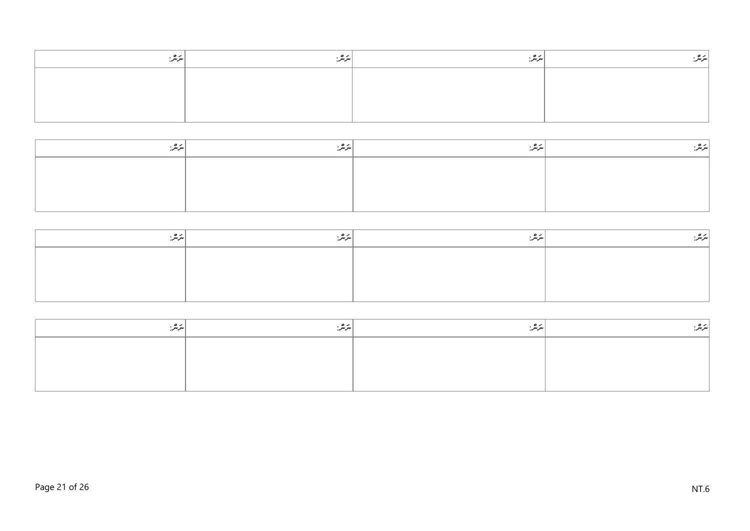| ނަރަށް: | ނަރަށް: | ނަރަށް: | ނަރަށް: |
|---|---|---|---|
| | | | |

| ނަރަށް: | ނަރަށް: | ނަރަށް: | ނަރަށް: |
|---|---|---|---|
| | | | |

| ނަރަށް: | ނަރަށް: | ނަރަށް: | ނަރަށް: |
|---|---|---|---|
| | | | |

| ނަރަށް: | ނަރަށް: | ނަރަށް: | ނަރަށް: |
|---|---|---|---|
| | | | |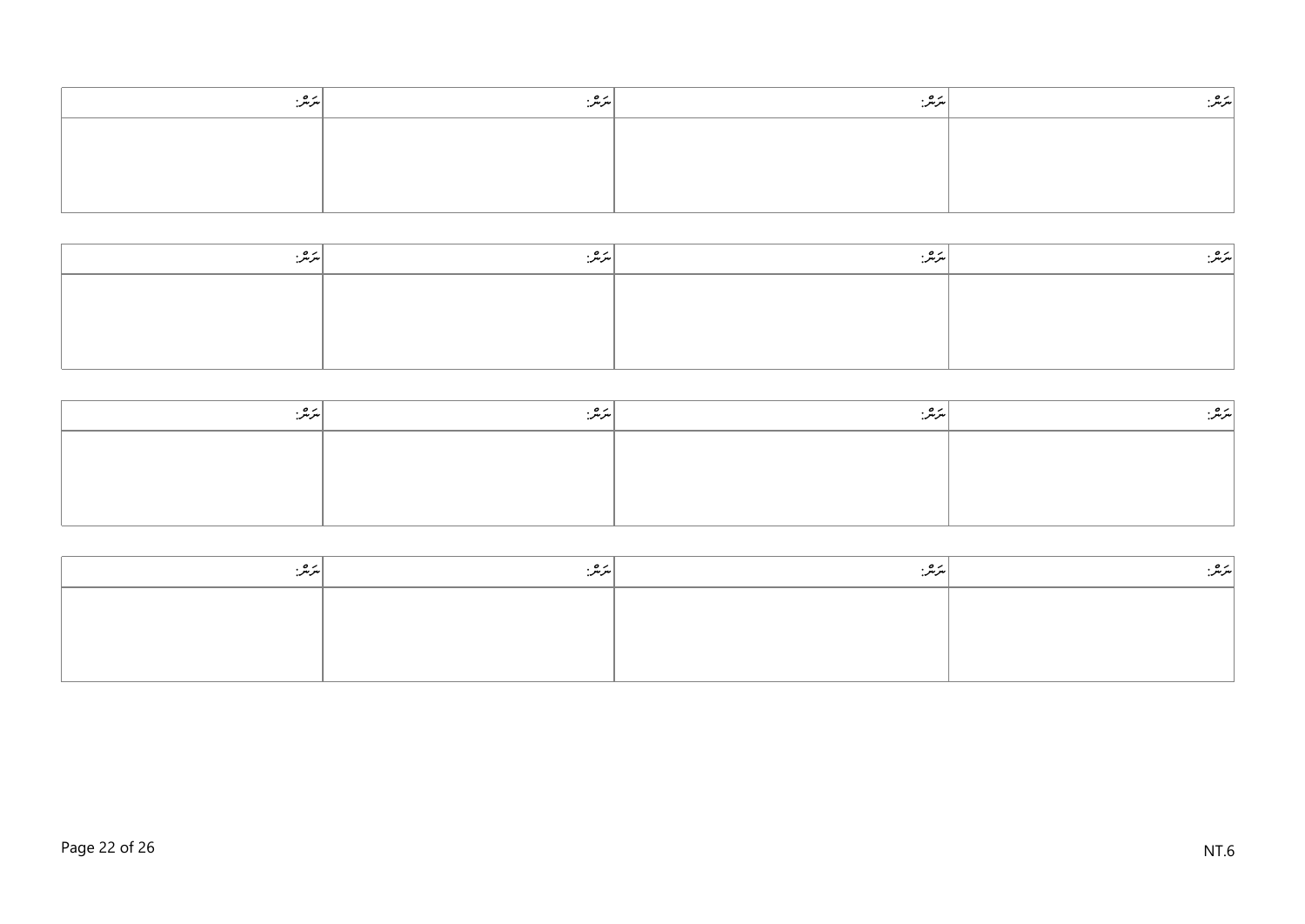| ނަރުދ: | ނަރުދ: | ނަރުދ: | ނަރުދ: |
| --- | --- | --- | --- |
| | | | |

| ނަރުދ: | ނަރުދ: | ނަރުދ: | ނަރުދ: |
| --- | --- | --- | --- |
| | | | |

| ނަރުދ: | ނަރުދ: | ނަރުދ: | ނަރުދ: |
| --- | --- | --- | --- |
| | | | |

| ނަރުދ: | ނަރުދ: | ނަރުދ: | ނަރުދ: |
| --- | --- | --- | --- |
| | | | |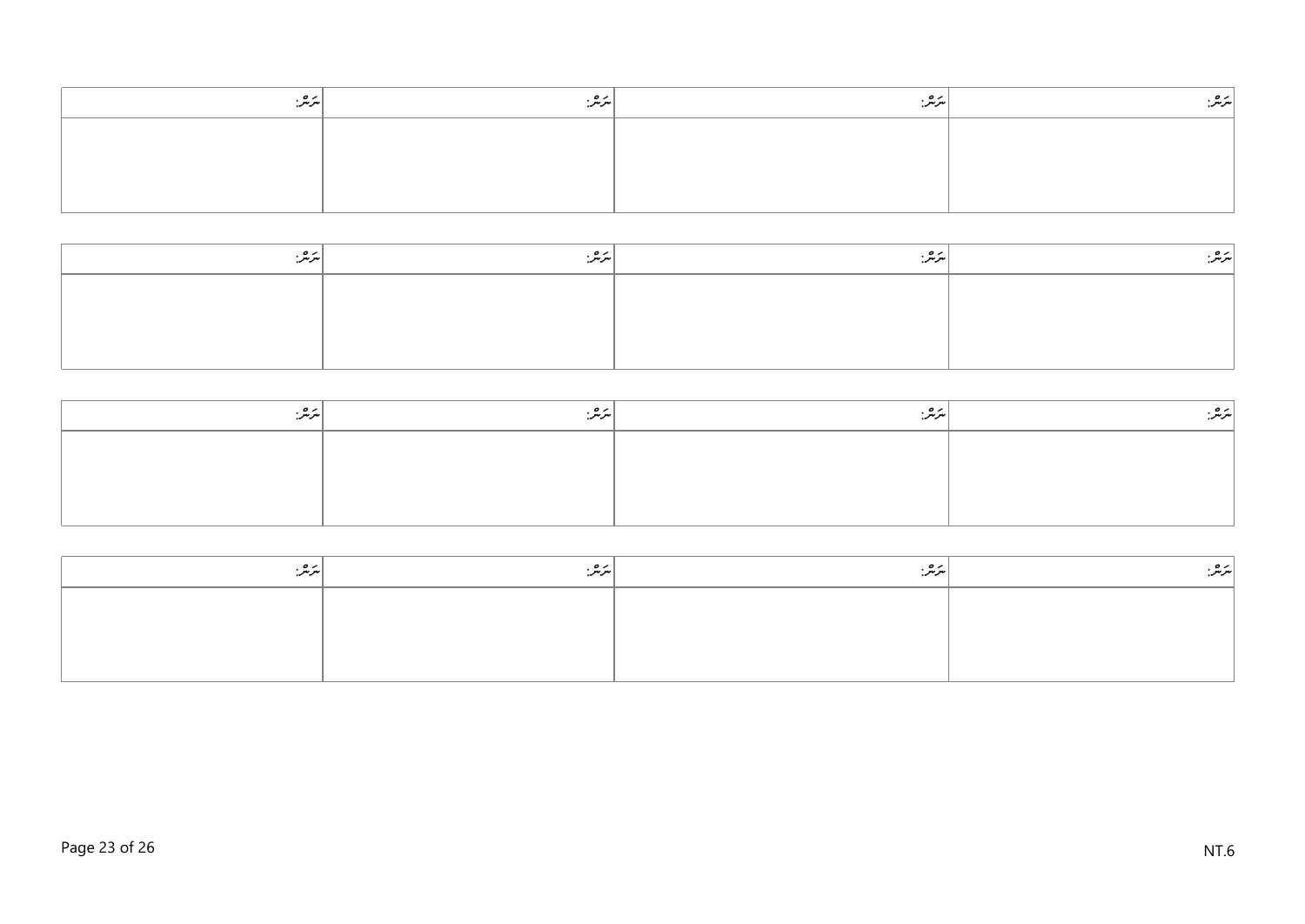| ނަރުދ: | ނަރުދ: | ނަރުދ: | ނަރުދ: |
| --- | --- | --- | --- |
| | | | |

| ނަރުދ: | ނަރުދ: | ނަރުދ: | ނަރުދ: |
| --- | --- | --- | --- |
| | | | |

| ނަރުދ: | ނަރުދ: | ނަރުދ: | ނަރުދ: |
| --- | --- | --- | --- |
| | | | |

| ނަރުދ: | ނަރުދ: | ނަރުދ: | ނަރުދ: |
| --- | --- | --- | --- |
| | | | |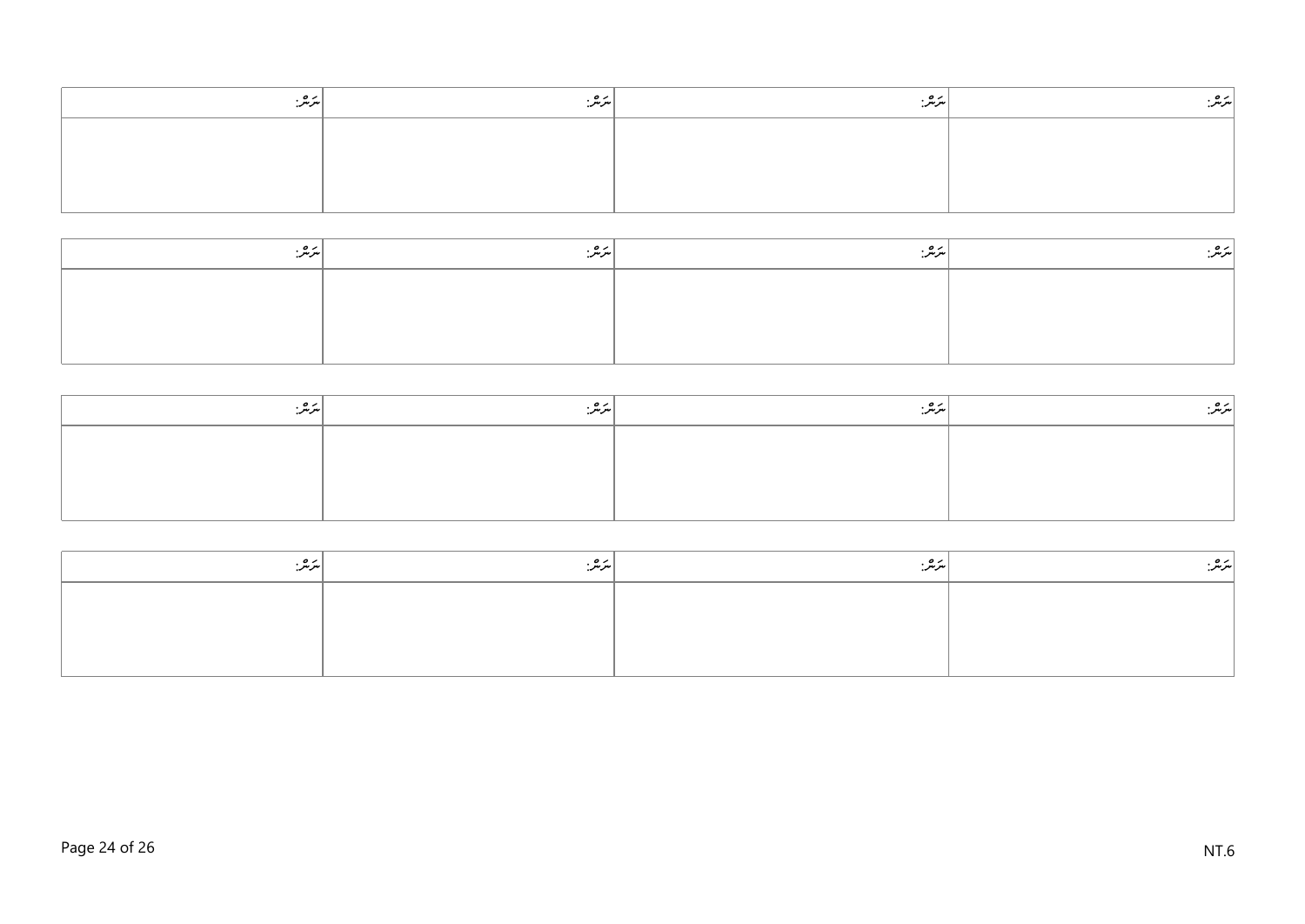| ނަންބަރު: | ނަންބަރު: | ނަންބަރު: | ނަންބަރު: |
| --- | --- | --- | --- |
| | | | |

| ނަންބަރު: | ނަންބަރު: | ނަންބަރު: | ނަންބަރު: |
| --- | --- | --- | --- |
| | | | |

| ނަންބަރު: | ނަންބަރު: | ނަންބަރު: | ނަންބަރު: |
| --- | --- | --- | --- |
| | | | |

| ނަންބަރު: | ނަންބަރު: | ނަންބަރު: | ނަންބަރު: |
| --- | --- | --- | --- |
| | | | |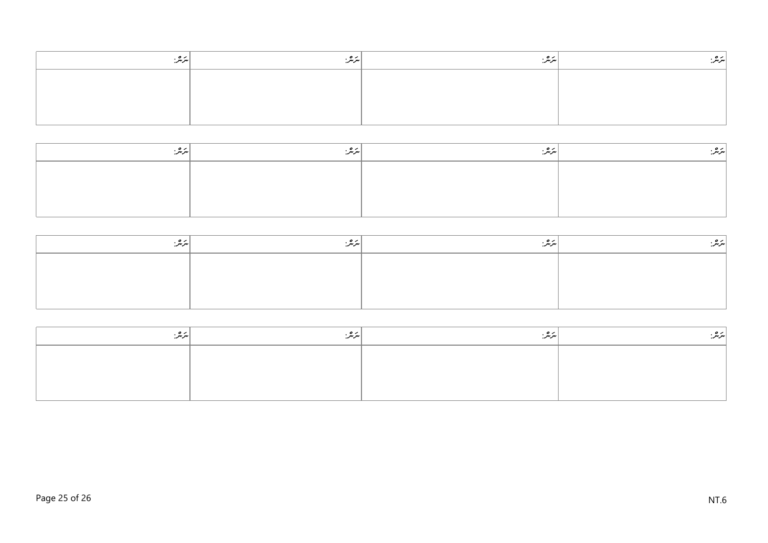| ނަރުދ: | ނަރުދ: | ނަރުދ: | ނަރުދ: |
|---|---|---|---|
| | | | |

| ނަރުދ: | ނަރުދ: | ނަރުދ: | ނަރުދ: |
|---|---|---|---|
| | | | |

| ނަރުދ: | ނަރުދ: | ނަރުދ: | ނަރުދ: |
|---|---|---|---|
| | | | |

| ނަރުދ: | ނަރުދ: | ނަރުދ: | ނަރުދ: |
|---|---|---|---|
| | | | |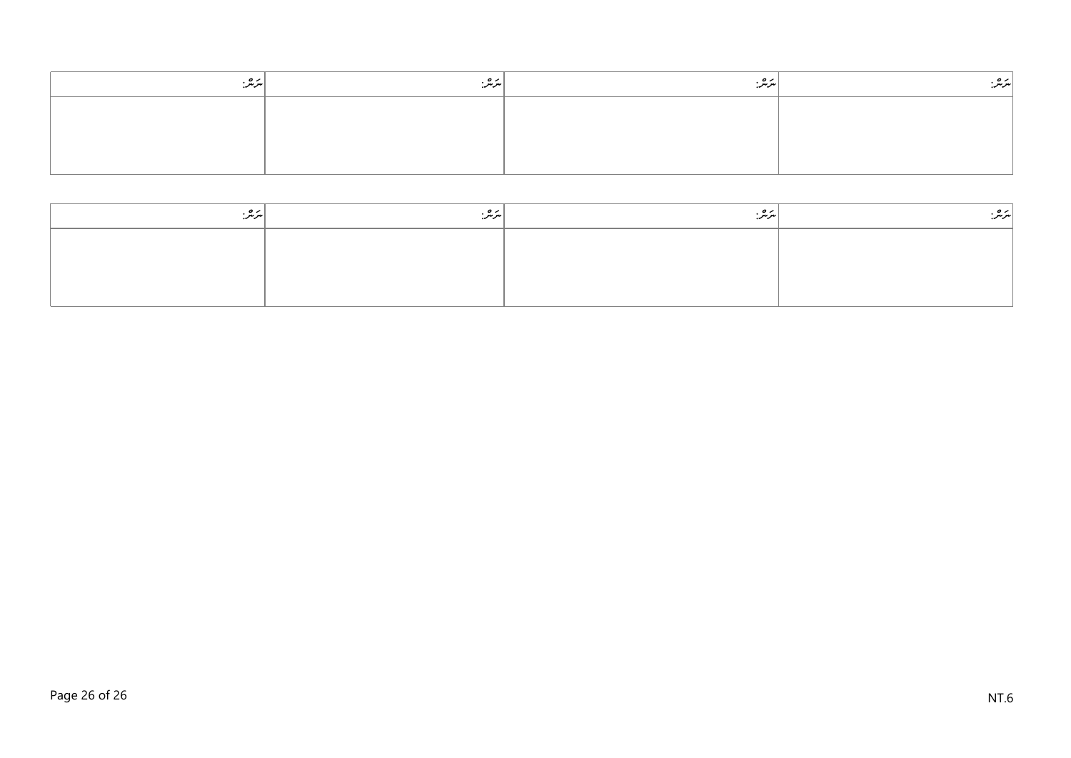| ނަރުދާ: | ނަރުދާ: | ނަރުދާ: | ނަރުދާ: |
| --- | --- | --- | --- |
| | | | |

| ނަރުދާ: | ނަރުދާ: | ނަރުދާ: | ނަރުދާ: |
| --- | --- | --- | --- |
| | | | |